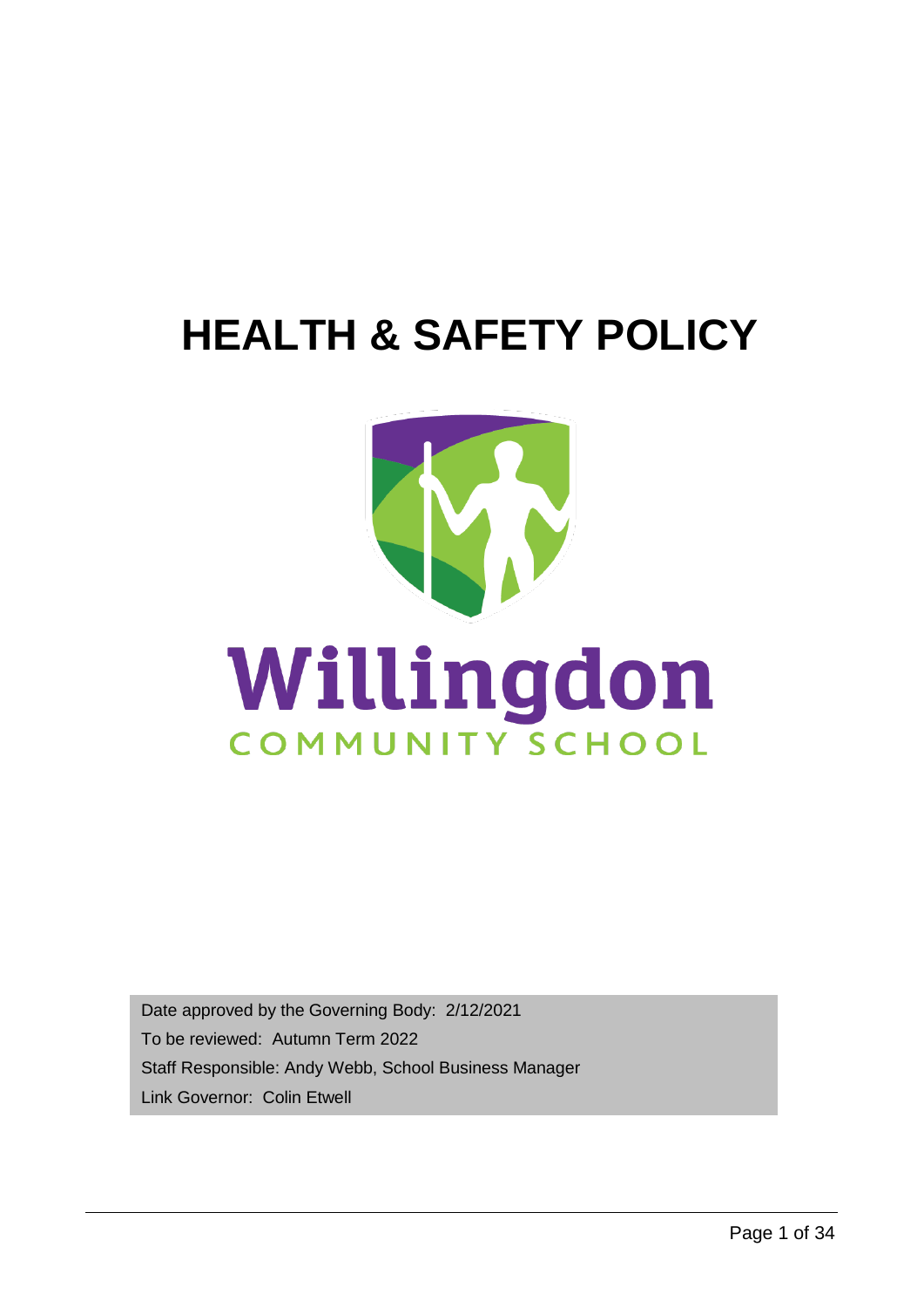# HEALTH & SAFETY POLICY

Willingdon

COMMUNITY SCHOOL

Date approved by the Governing Body: 2/12/2021

To be reviewed: Autumn Term 2022

Staff Responsible: Andy Webb, School Business Manager

Link Governor: Colin Etwell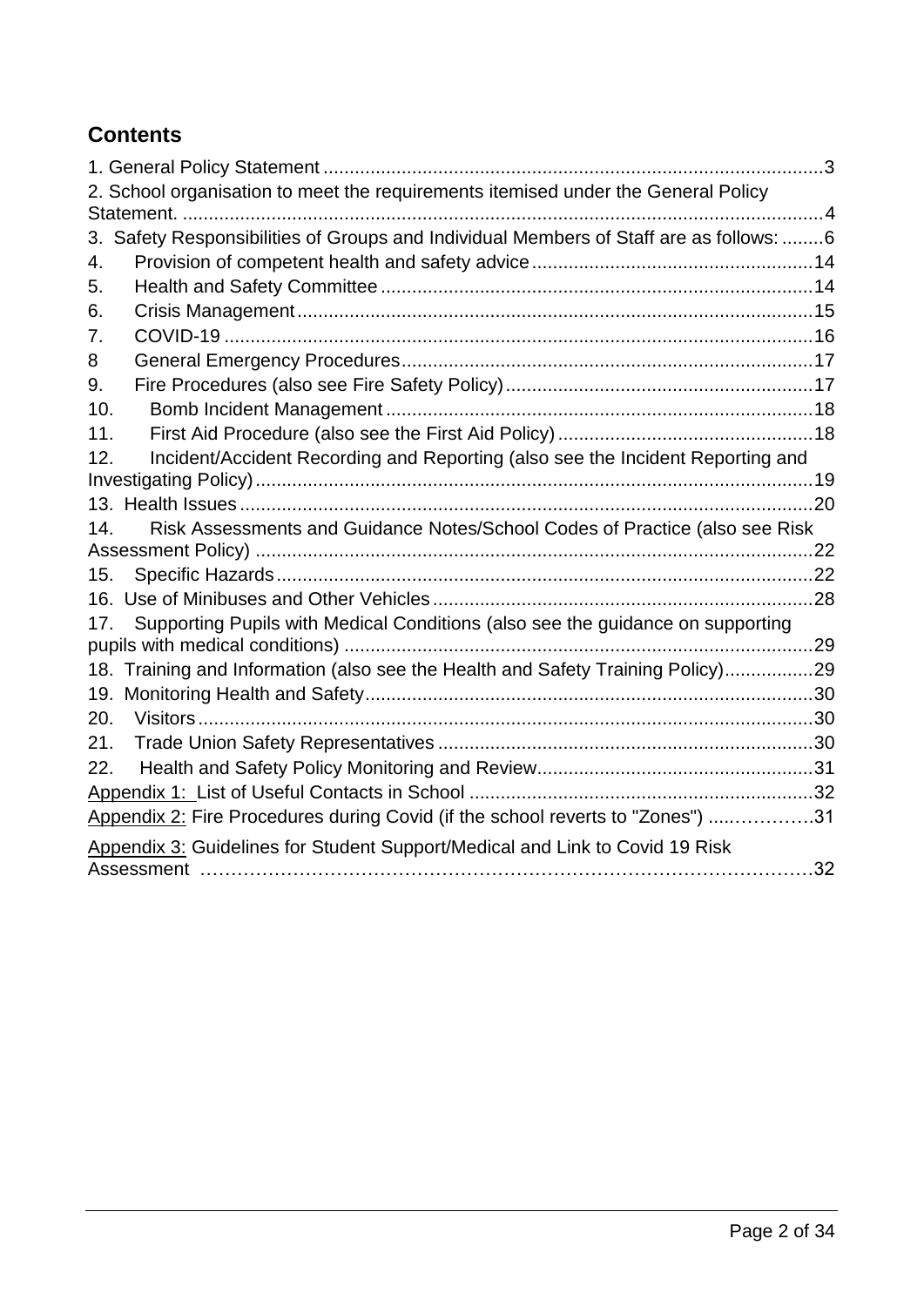## Contents

1. General Policy Statement ...............................................................................................3
2. School organisation to meet the requirements itemised under the General Policy Statement. ..........................................................................................................................4
3. Safety Responsibilities of Groups and Individual Members of Staff are as follows: ........6
4. Provision of competent health and safety advice......................................................14
5. Health and Safety Committee ...................................................................................14
6. Crisis Management...................................................................................................15
7. COVID-19 .................................................................................................................16
8 General Emergency Procedures...............................................................................17
9. Fire Procedures (also see Fire Safety Policy)...........................................................17
10. Bomb Incident Management ..................................................................................18
11. First Aid Procedure (also see the First Aid Policy) .................................................18
12. Incident/Accident Recording and Reporting (also see the Incident Reporting and Investigating Policy)...........................................................................................................19
13. Health Issues ..............................................................................................................20
14. Risk Assessments and Guidance Notes/School Codes of Practice (also see Risk Assessment Policy) ..........................................................................................................22
15. Specific Hazards......................................................................................................22
16. Use of Minibuses and Other Vehicles........................................................................28
17. Supporting Pupils with Medical Conditions (also see the guidance on supporting pupils with medical conditions) ..........................................................................................29
18. Training and Information (also see the Health and Safety Training Policy).................29
19. Monitoring Health and Safety.....................................................................................30
20. Visitors.....................................................................................................................30
21. Trade Union Safety Representatives .......................................................................30
22. Health and Safety Policy Monitoring and Review....................................................31

Appendix 1: List of Useful Contacts in School .................................................................32
Appendix 2: Fire Procedures during Covid (if the school reverts to "Zones") .....………….31
Appendix 3: Guidelines for Student Support/Medical and Link to Covid 19 Risk Assessment …………………………………………………………………………………….32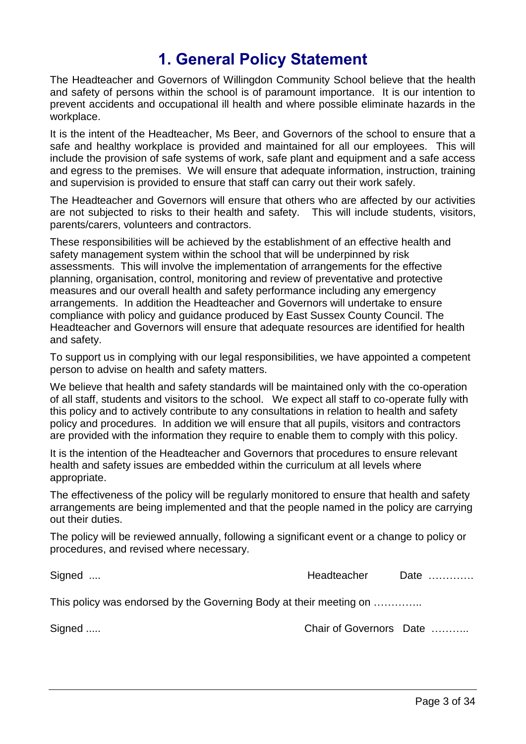# 1. General Policy Statement

The Headteacher and Governors of Willingdon Community School believe that the health and safety of persons within the school is of paramount importance. It is our intention to prevent accidents and occupational ill health and where possible eliminate hazards in the workplace.

It is the intent of the Headteacher, Ms Beer, and Governors of the school to ensure that a safe and healthy workplace is provided and maintained for all our employees. This will include the provision of safe systems of work, safe plant and equipment and a safe access and egress to the premises. We will ensure that adequate information, instruction, training and supervision is provided to ensure that staff can carry out their work safely.

The Headteacher and Governors will ensure that others who are affected by our activities are not subjected to risks to their health and safety. This will include students, visitors, parents/carers, volunteers and contractors.

These responsibilities will be achieved by the establishment of an effective health and safety management system within the school that will be underpinned by risk assessments. This will involve the implementation of arrangements for the effective planning, organisation, control, monitoring and review of preventative and protective measures and our overall health and safety performance including any emergency arrangements. In addition the Headteacher and Governors will undertake to ensure compliance with policy and guidance produced by East Sussex County Council. The Headteacher and Governors will ensure that adequate resources are identified for health and safety.

To support us in complying with our legal responsibilities, we have appointed a competent person to advise on health and safety matters.

We believe that health and safety standards will be maintained only with the co-operation of all staff, students and visitors to the school. We expect all staff to co-operate fully with this policy and to actively contribute to any consultations in relation to health and safety policy and procedures. In addition we will ensure that all pupils, visitors and contractors are provided with the information they require to enable them to comply with this policy.

It is the intention of the Headteacher and Governors that procedures to ensure relevant health and safety issues are embedded within the curriculum at all levels where appropriate.

The effectiveness of the policy will be regularly monitored to ensure that health and safety arrangements are being implemented and that the people named in the policy are carrying out their duties.

The policy will be reviewed annually, following a significant event or a change to policy or procedures, and revised where necessary.

Signed .... Headteacher Date ………….

This policy was endorsed by the Governing Body at their meeting on …………..

Signed ..... Chair of Governors Date ………..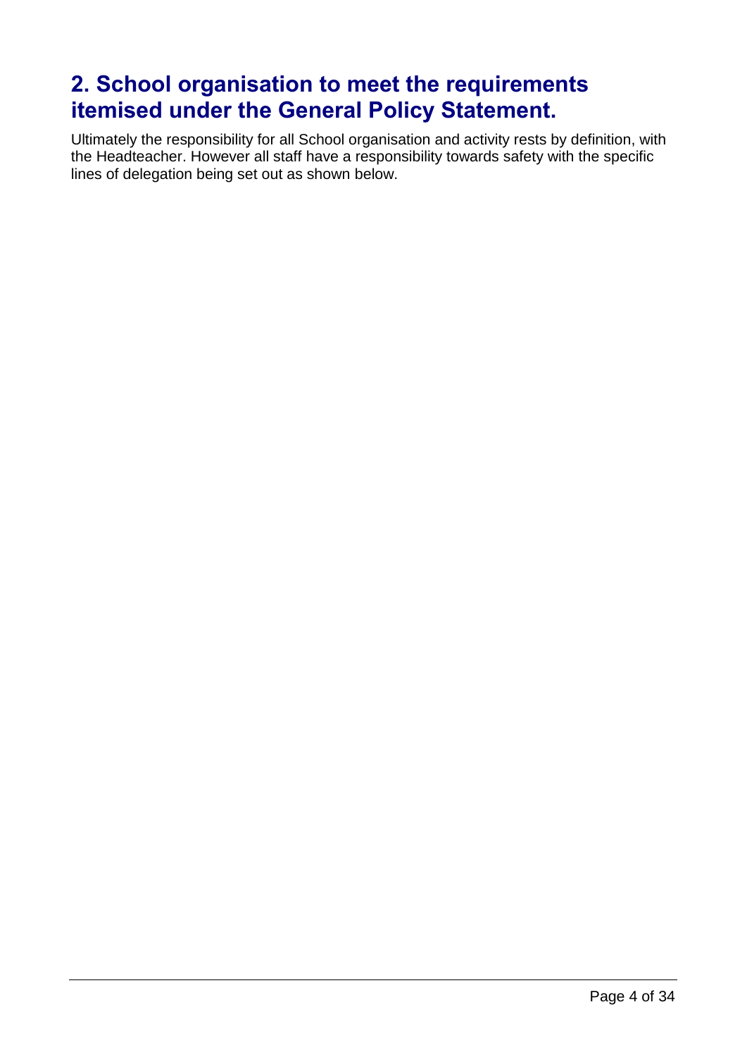## 2. School organisation to meet the requirements itemised under the General Policy Statement.

Ultimately the responsibility for all School organisation and activity rests by definition, with the Headteacher. However all staff have a responsibility towards safety with the specific lines of delegation being set out as shown below.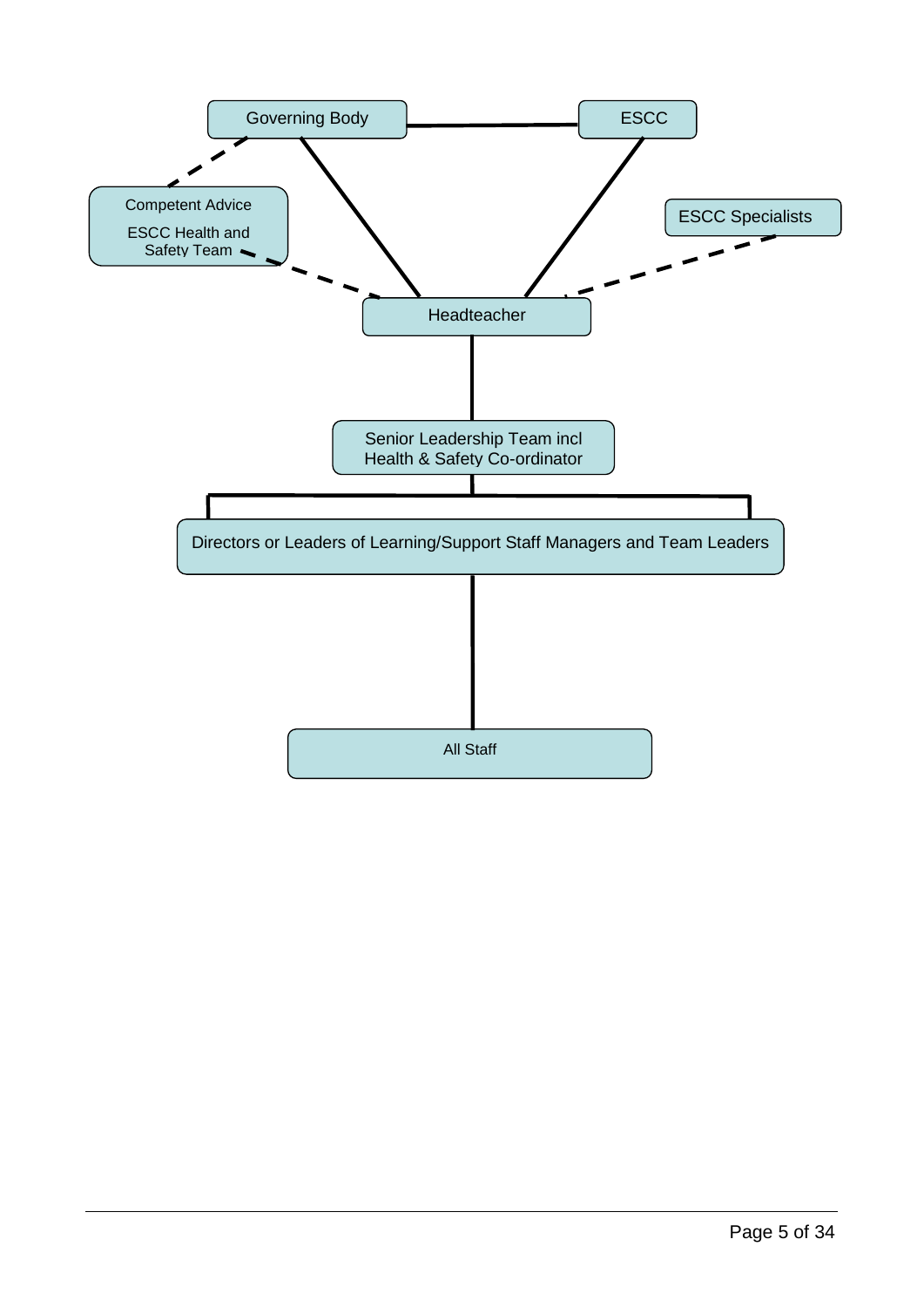Governing Body

ESCC

Competent Advice

ESCC Health and Safety Team

ESCC Specialists

Headteacher

Senior Leadership Team incl Health & Safety Co-ordinator

Directors or Leaders of Learning/Support Staff Managers and Team Leaders

All Staff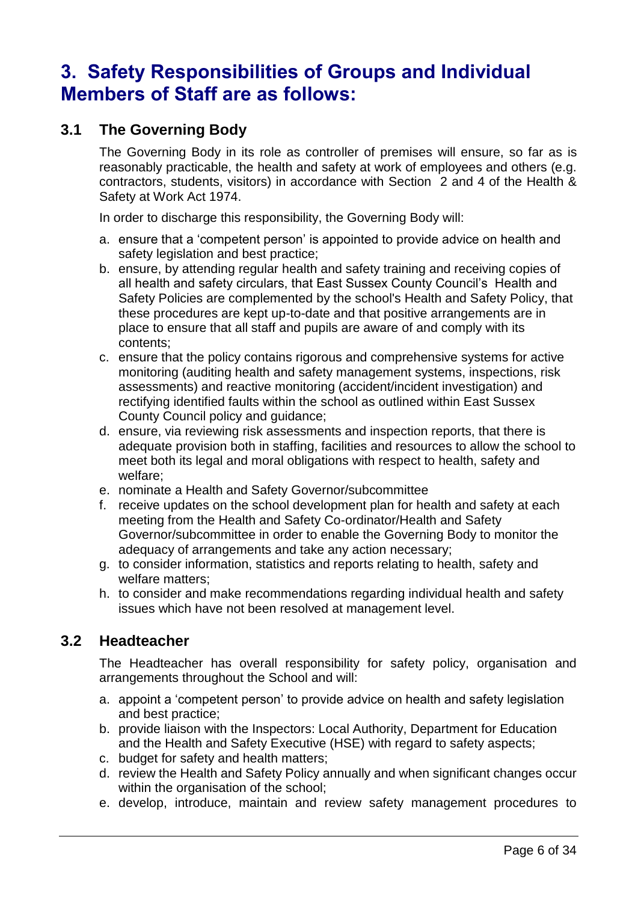# 3. Safety Responsibilities of Groups and Individual Members of Staff are as follows:

## 3.1 The Governing Body

The Governing Body in its role as controller of premises will ensure, so far as is reasonably practicable, the health and safety at work of employees and others (e.g. contractors, students, visitors) in accordance with Section 2 and 4 of the Health & Safety at Work Act 1974.

In order to discharge this responsibility, the Governing Body will:

a. ensure that a 'competent person' is appointed to provide advice on health and safety legislation and best practice;
b. ensure, by attending regular health and safety training and receiving copies of all health and safety circulars, that East Sussex County Council's Health and Safety Policies are complemented by the school's Health and Safety Policy, that these procedures are kept up-to-date and that positive arrangements are in place to ensure that all staff and pupils are aware of and comply with its contents;
c. ensure that the policy contains rigorous and comprehensive systems for active monitoring (auditing health and safety management systems, inspections, risk assessments) and reactive monitoring (accident/incident investigation) and rectifying identified faults within the school as outlined within East Sussex County Council policy and guidance;
d. ensure, via reviewing risk assessments and inspection reports, that there is adequate provision both in staffing, facilities and resources to allow the school to meet both its legal and moral obligations with respect to health, safety and welfare;
e. nominate a Health and Safety Governor/subcommittee
f. receive updates on the school development plan for health and safety at each meeting from the Health and Safety Co-ordinator/Health and Safety Governor/subcommittee in order to enable the Governing Body to monitor the adequacy of arrangements and take any action necessary;
g. to consider information, statistics and reports relating to health, safety and welfare matters;
h. to consider and make recommendations regarding individual health and safety issues which have not been resolved at management level.

## 3.2 Headteacher

The Headteacher has overall responsibility for safety policy, organisation and arrangements throughout the School and will:

a. appoint a 'competent person' to provide advice on health and safety legislation and best practice;
b. provide liaison with the Inspectors: Local Authority, Department for Education and the Health and Safety Executive (HSE) with regard to safety aspects;
c. budget for safety and health matters;
d. review the Health and Safety Policy annually and when significant changes occur within the organisation of the school;
e. develop, introduce, maintain and review safety management procedures to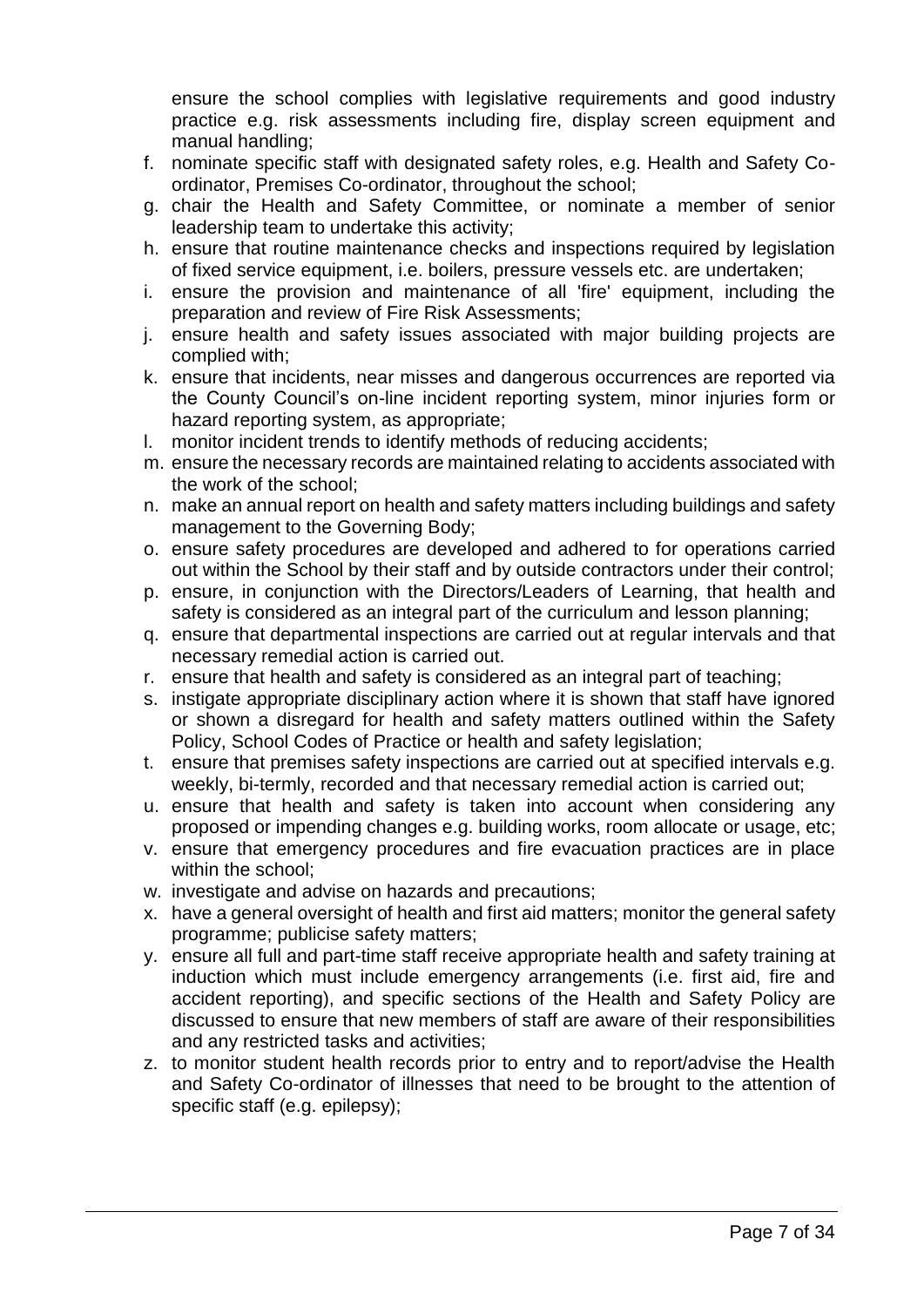ensure the school complies with legislative requirements and good industry practice e.g. risk assessments including fire, display screen equipment and manual handling;

f. nominate specific staff with designated safety roles, e.g. Health and Safety Co-ordinator, Premises Co-ordinator, throughout the school;
g. chair the Health and Safety Committee, or nominate a member of senior leadership team to undertake this activity;
h. ensure that routine maintenance checks and inspections required by legislation of fixed service equipment, i.e. boilers, pressure vessels etc. are undertaken;
i. ensure the provision and maintenance of all 'fire' equipment, including the preparation and review of Fire Risk Assessments;
j. ensure health and safety issues associated with major building projects are complied with;
k. ensure that incidents, near misses and dangerous occurrences are reported via the County Council's on-line incident reporting system, minor injuries form or hazard reporting system, as appropriate;
l. monitor incident trends to identify methods of reducing accidents;
m. ensure the necessary records are maintained relating to accidents associated with the work of the school;
n. make an annual report on health and safety matters including buildings and safety management to the Governing Body;
o. ensure safety procedures are developed and adhered to for operations carried out within the School by their staff and by outside contractors under their control;
p. ensure, in conjunction with the Directors/Leaders of Learning, that health and safety is considered as an integral part of the curriculum and lesson planning;
q. ensure that departmental inspections are carried out at regular intervals and that necessary remedial action is carried out.
r. ensure that health and safety is considered as an integral part of teaching;
s. instigate appropriate disciplinary action where it is shown that staff have ignored or shown a disregard for health and safety matters outlined within the Safety Policy, School Codes of Practice or health and safety legislation;
t. ensure that premises safety inspections are carried out at specified intervals e.g. weekly, bi-termly, recorded and that necessary remedial action is carried out;
u. ensure that health and safety is taken into account when considering any proposed or impending changes e.g. building works, room allocate or usage, etc;
v. ensure that emergency procedures and fire evacuation practices are in place within the school;
w. investigate and advise on hazards and precautions;
x. have a general oversight of health and first aid matters; monitor the general safety programme; publicise safety matters;
y. ensure all full and part-time staff receive appropriate health and safety training at induction which must include emergency arrangements (i.e. first aid, fire and accident reporting), and specific sections of the Health and Safety Policy are discussed to ensure that new members of staff are aware of their responsibilities and any restricted tasks and activities;
z. to monitor student health records prior to entry and to report/advise the Health and Safety Co-ordinator of illnesses that need to be brought to the attention of specific staff (e.g. epilepsy);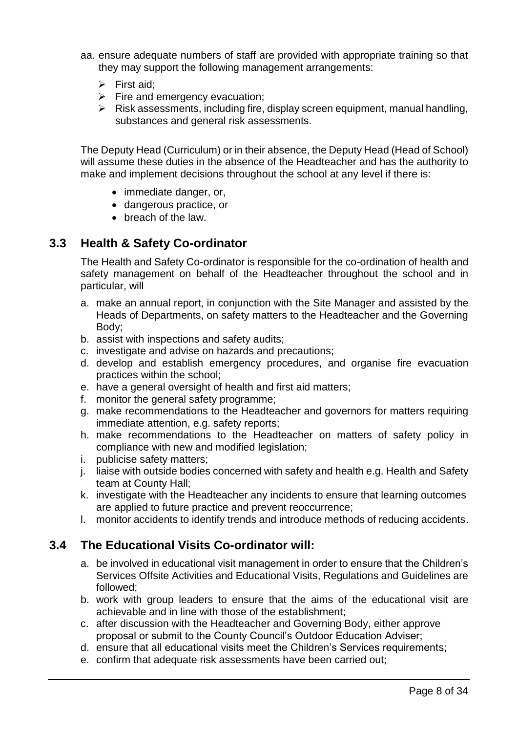aa. ensure adequate numbers of staff are provided with appropriate training so that they may support the following management arrangements:

- First aid;
- Fire and emergency evacuation;
- Risk assessments, including fire, display screen equipment, manual handling, substances and general risk assessments.

The Deputy Head (Curriculum) or in their absence, the Deputy Head (Head of School) will assume these duties in the absence of the Headteacher and has the authority to make and implement decisions throughout the school at any level if there is:

- immediate danger, or,
- dangerous practice, or
- breach of the law.

## 3.3 Health & Safety Co-ordinator

The Health and Safety Co-ordinator is responsible for the co-ordination of health and safety management on behalf of the Headteacher throughout the school and in particular, will

a. make an annual report, in conjunction with the Site Manager and assisted by the Heads of Departments, on safety matters to the Headteacher and the Governing Body;
b. assist with inspections and safety audits;
c. investigate and advise on hazards and precautions;
d. develop and establish emergency procedures, and organise fire evacuation practices within the school;
e. have a general oversight of health and first aid matters;
f. monitor the general safety programme;
g. make recommendations to the Headteacher and governors for matters requiring immediate attention, e.g. safety reports;
h. make recommendations to the Headteacher on matters of safety policy in compliance with new and modified legislation;
i. publicise safety matters;
j. liaise with outside bodies concerned with safety and health e.g. Health and Safety team at County Hall;
k. investigate with the Headteacher any incidents to ensure that learning outcomes are applied to future practice and prevent reoccurrence;
l. monitor accidents to identify trends and introduce methods of reducing accidents.

## 3.4 The Educational Visits Co-ordinator will:

a. be involved in educational visit management in order to ensure that the Children's Services Offsite Activities and Educational Visits, Regulations and Guidelines are followed;
b. work with group leaders to ensure that the aims of the educational visit are achievable and in line with those of the establishment;
c. after discussion with the Headteacher and Governing Body, either approve proposal or submit to the County Council's Outdoor Education Adviser;
d. ensure that all educational visits meet the Children's Services requirements;
e. confirm that adequate risk assessments have been carried out;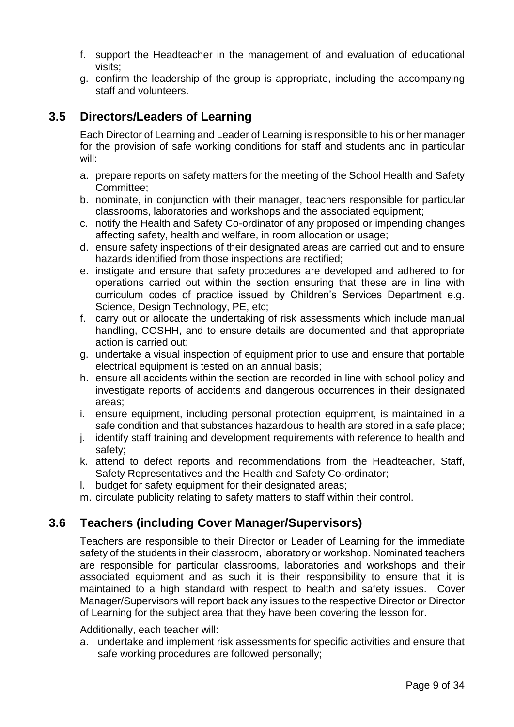f. support the Headteacher in the management of and evaluation of educational visits;
g. confirm the leadership of the group is appropriate, including the accompanying staff and volunteers.

## 3.5 Directors/Leaders of Learning

Each Director of Learning and Leader of Learning is responsible to his or her manager for the provision of safe working conditions for staff and students and in particular will:

a. prepare reports on safety matters for the meeting of the School Health and Safety Committee;
b. nominate, in conjunction with their manager, teachers responsible for particular classrooms, laboratories and workshops and the associated equipment;
c. notify the Health and Safety Co-ordinator of any proposed or impending changes affecting safety, health and welfare, in room allocation or usage;
d. ensure safety inspections of their designated areas are carried out and to ensure hazards identified from those inspections are rectified;
e. instigate and ensure that safety procedures are developed and adhered to for operations carried out within the section ensuring that these are in line with curriculum codes of practice issued by Children's Services Department e.g. Science, Design Technology, PE, etc;
f. carry out or allocate the undertaking of risk assessments which include manual handling, COSHH, and to ensure details are documented and that appropriate action is carried out;
g. undertake a visual inspection of equipment prior to use and ensure that portable electrical equipment is tested on an annual basis;
h. ensure all accidents within the section are recorded in line with school policy and investigate reports of accidents and dangerous occurrences in their designated areas;
i. ensure equipment, including personal protection equipment, is maintained in a safe condition and that substances hazardous to health are stored in a safe place;
j. identify staff training and development requirements with reference to health and safety;
k. attend to defect reports and recommendations from the Headteacher, Staff, Safety Representatives and the Health and Safety Co-ordinator;
l. budget for safety equipment for their designated areas;
m. circulate publicity relating to safety matters to staff within their control.

## 3.6 Teachers (including Cover Manager/Supervisors)

Teachers are responsible to their Director or Leader of Learning for the immediate safety of the students in their classroom, laboratory or workshop. Nominated teachers are responsible for particular classrooms, laboratories and workshops and their associated equipment and as such it is their responsibility to ensure that it is maintained to a high standard with respect to health and safety issues. Cover Manager/Supervisors will report back any issues to the respective Director or Director of Learning for the subject area that they have been covering the lesson for.

Additionally, each teacher will:

a. undertake and implement risk assessments for specific activities and ensure that safe working procedures are followed personally;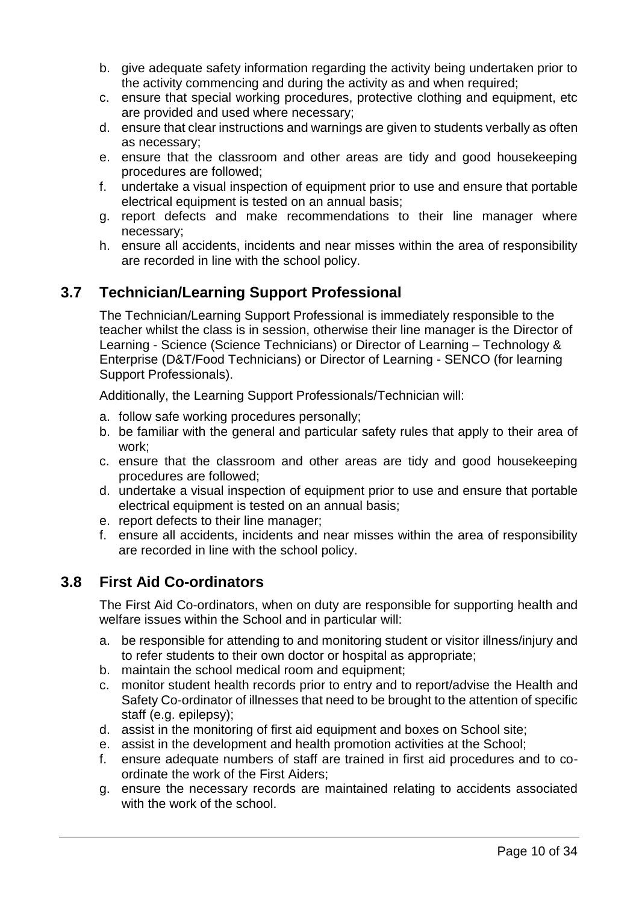b. give adequate safety information regarding the activity being undertaken prior to the activity commencing and during the activity as and when required;
c. ensure that special working procedures, protective clothing and equipment, etc are provided and used where necessary;
d. ensure that clear instructions and warnings are given to students verbally as often as necessary;
e. ensure that the classroom and other areas are tidy and good housekeeping procedures are followed;
f. undertake a visual inspection of equipment prior to use and ensure that portable electrical equipment is tested on an annual basis;
g. report defects and make recommendations to their line manager where necessary;
h. ensure all accidents, incidents and near misses within the area of responsibility are recorded in line with the school policy.

## 3.7 Technician/Learning Support Professional

The Technician/Learning Support Professional is immediately responsible to the teacher whilst the class is in session, otherwise their line manager is the Director of Learning - Science (Science Technicians) or Director of Learning – Technology & Enterprise (D&T/Food Technicians) or Director of Learning - SENCO (for learning Support Professionals).

Additionally, the Learning Support Professionals/Technician will:

a. follow safe working procedures personally;
b. be familiar with the general and particular safety rules that apply to their area of work;
c. ensure that the classroom and other areas are tidy and good housekeeping procedures are followed;
d. undertake a visual inspection of equipment prior to use and ensure that portable electrical equipment is tested on an annual basis;
e. report defects to their line manager;
f. ensure all accidents, incidents and near misses within the area of responsibility are recorded in line with the school policy.

## 3.8 First Aid Co-ordinators

The First Aid Co-ordinators, when on duty are responsible for supporting health and welfare issues within the School and in particular will:

a. be responsible for attending to and monitoring student or visitor illness/injury and to refer students to their own doctor or hospital as appropriate;
b. maintain the school medical room and equipment;
c. monitor student health records prior to entry and to report/advise the Health and Safety Co-ordinator of illnesses that need to be brought to the attention of specific staff (e.g. epilepsy);
d. assist in the monitoring of first aid equipment and boxes on School site;
e. assist in the development and health promotion activities at the School;
f. ensure adequate numbers of staff are trained in first aid procedures and to co-ordinate the work of the First Aiders;
g. ensure the necessary records are maintained relating to accidents associated with the work of the school.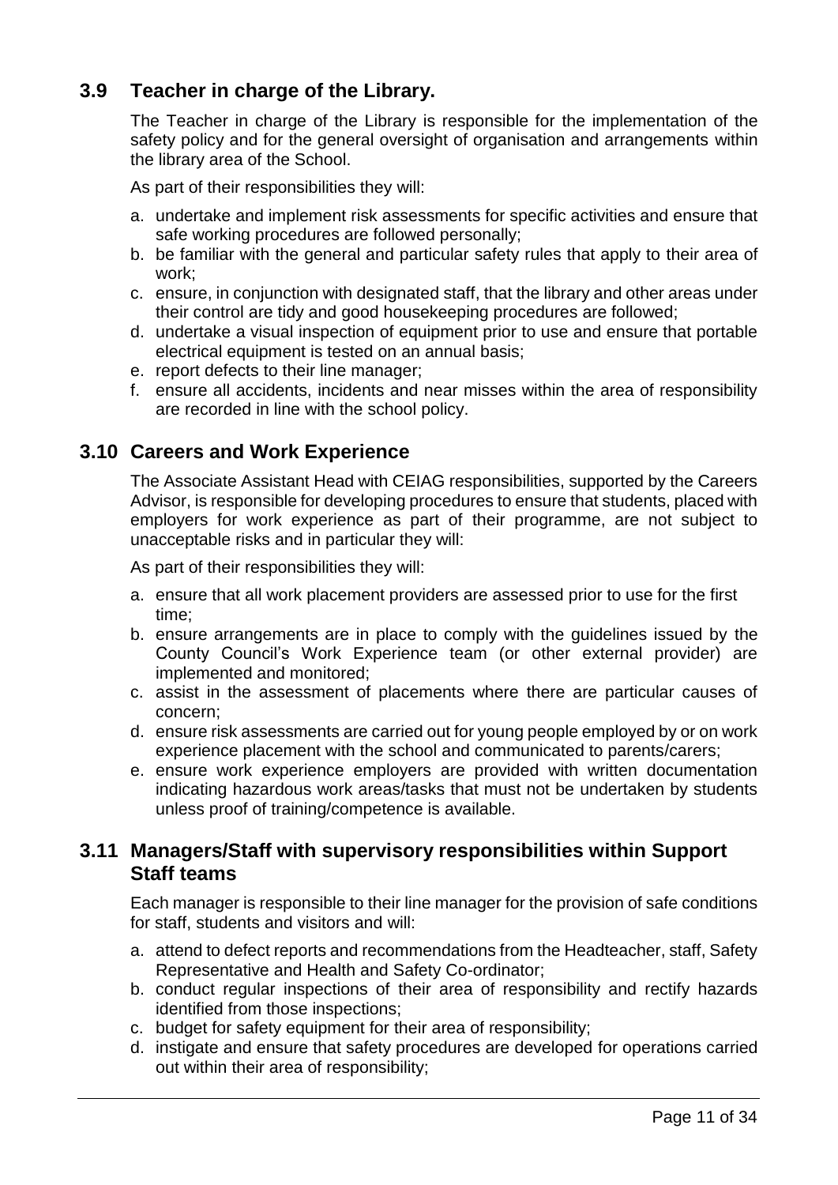## 3.9 Teacher in charge of the Library.

The Teacher in charge of the Library is responsible for the implementation of the safety policy and for the general oversight of organisation and arrangements within the library area of the School.

As part of their responsibilities they will:

a. undertake and implement risk assessments for specific activities and ensure that safe working procedures are followed personally;
b. be familiar with the general and particular safety rules that apply to their area of work;
c. ensure, in conjunction with designated staff, that the library and other areas under their control are tidy and good housekeeping procedures are followed;
d. undertake a visual inspection of equipment prior to use and ensure that portable electrical equipment is tested on an annual basis;
e. report defects to their line manager;
f. ensure all accidents, incidents and near misses within the area of responsibility are recorded in line with the school policy.

## 3.10 Careers and Work Experience

The Associate Assistant Head with CEIAG responsibilities, supported by the Careers Advisor, is responsible for developing procedures to ensure that students, placed with employers for work experience as part of their programme, are not subject to unacceptable risks and in particular they will:

As part of their responsibilities they will:

a. ensure that all work placement providers are assessed prior to use for the first time;
b. ensure arrangements are in place to comply with the guidelines issued by the County Council's Work Experience team (or other external provider) are implemented and monitored;
c. assist in the assessment of placements where there are particular causes of concern;
d. ensure risk assessments are carried out for young people employed by or on work experience placement with the school and communicated to parents/carers;
e. ensure work experience employers are provided with written documentation indicating hazardous work areas/tasks that must not be undertaken by students unless proof of training/competence is available.

## 3.11 Managers/Staff with supervisory responsibilities within Support Staff teams

Each manager is responsible to their line manager for the provision of safe conditions for staff, students and visitors and will:

a. attend to defect reports and recommendations from the Headteacher, staff, Safety Representative and Health and Safety Co-ordinator;
b. conduct regular inspections of their area of responsibility and rectify hazards identified from those inspections;
c. budget for safety equipment for their area of responsibility;
d. instigate and ensure that safety procedures are developed for operations carried out within their area of responsibility;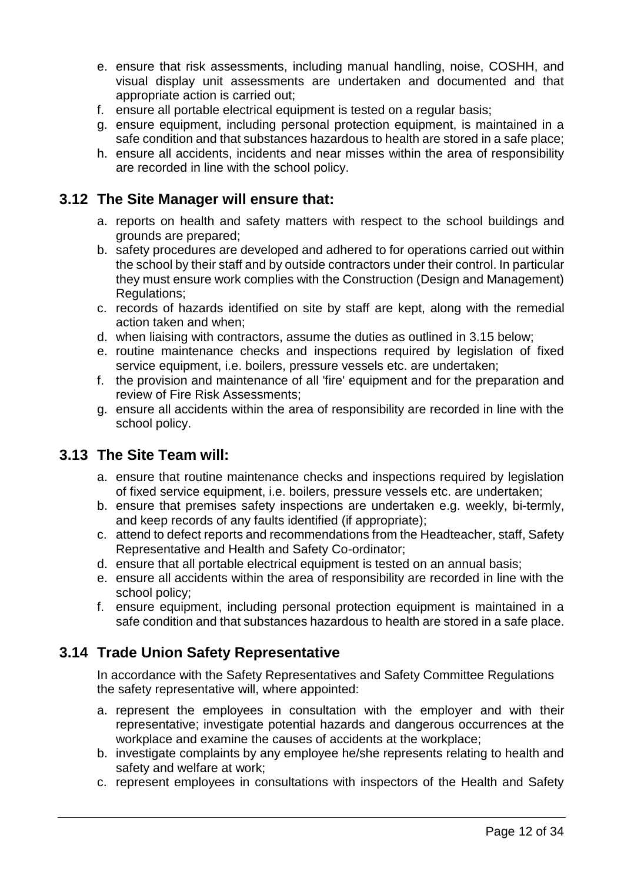e. ensure that risk assessments, including manual handling, noise, COSHH, and visual display unit assessments are undertaken and documented and that appropriate action is carried out;
f. ensure all portable electrical equipment is tested on a regular basis;
g. ensure equipment, including personal protection equipment, is maintained in a safe condition and that substances hazardous to health are stored in a safe place;
h. ensure all accidents, incidents and near misses within the area of responsibility are recorded in line with the school policy.

## 3.12 The Site Manager will ensure that:

a. reports on health and safety matters with respect to the school buildings and grounds are prepared;
b. safety procedures are developed and adhered to for operations carried out within the school by their staff and by outside contractors under their control. In particular they must ensure work complies with the Construction (Design and Management) Regulations;
c. records of hazards identified on site by staff are kept, along with the remedial action taken and when;
d. when liaising with contractors, assume the duties as outlined in 3.15 below;
e. routine maintenance checks and inspections required by legislation of fixed service equipment, i.e. boilers, pressure vessels etc. are undertaken;
f. the provision and maintenance of all 'fire' equipment and for the preparation and review of Fire Risk Assessments;
g. ensure all accidents within the area of responsibility are recorded in line with the school policy.

## 3.13 The Site Team will:

a. ensure that routine maintenance checks and inspections required by legislation of fixed service equipment, i.e. boilers, pressure vessels etc. are undertaken;
b. ensure that premises safety inspections are undertaken e.g. weekly, bi-termly, and keep records of any faults identified (if appropriate);
c. attend to defect reports and recommendations from the Headteacher, staff, Safety Representative and Health and Safety Co-ordinator;
d. ensure that all portable electrical equipment is tested on an annual basis;
e. ensure all accidents within the area of responsibility are recorded in line with the school policy;
f. ensure equipment, including personal protection equipment is maintained in a safe condition and that substances hazardous to health are stored in a safe place.

## 3.14 Trade Union Safety Representative

In accordance with the Safety Representatives and Safety Committee Regulations the safety representative will, where appointed:

a. represent the employees in consultation with the employer and with their representative; investigate potential hazards and dangerous occurrences at the workplace and examine the causes of accidents at the workplace;
b. investigate complaints by any employee he/she represents relating to health and safety and welfare at work;
c. represent employees in consultations with inspectors of the Health and Safety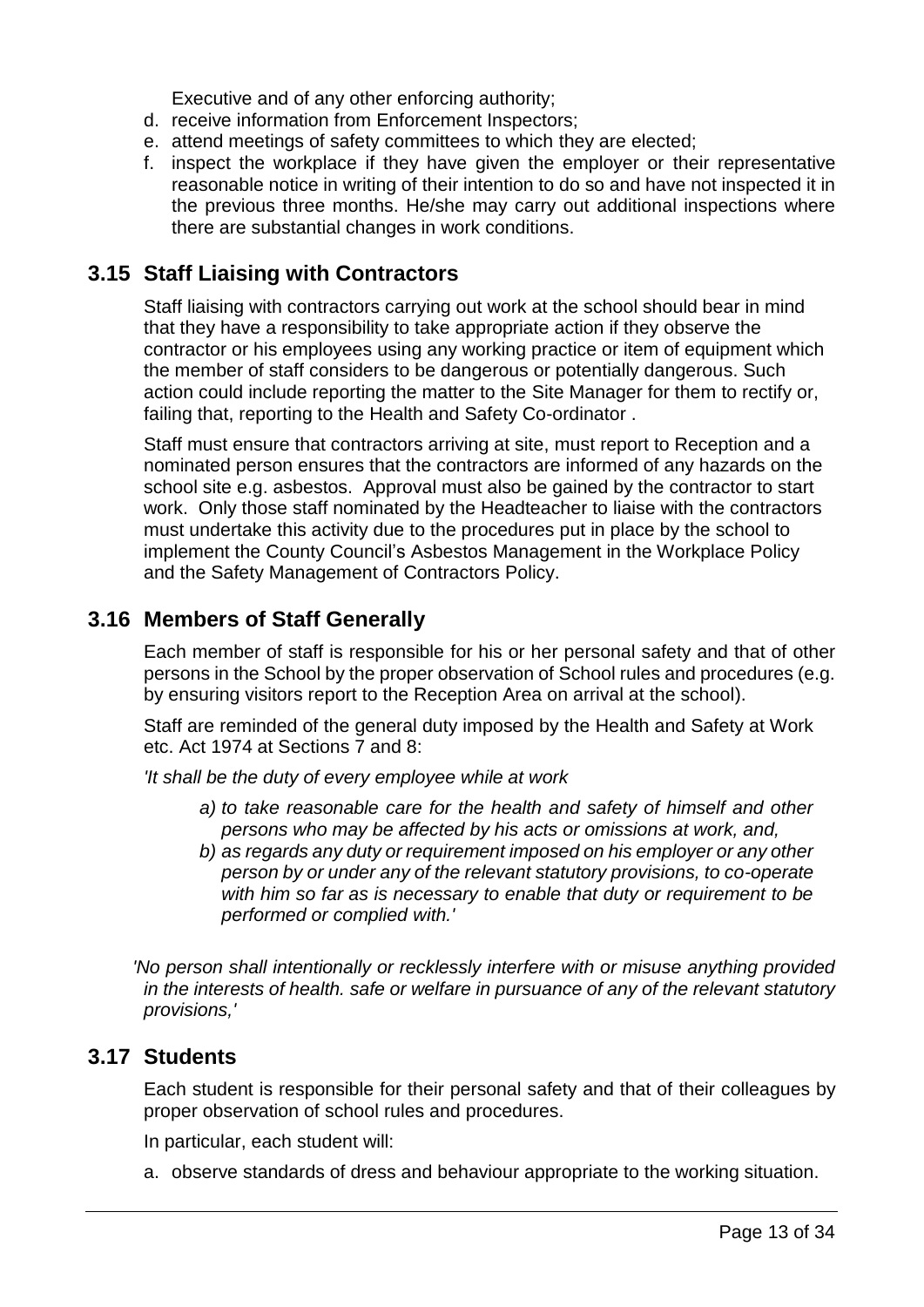Executive and of any other enforcing authority;

d. receive information from Enforcement Inspectors;
e. attend meetings of safety committees to which they are elected;
f. inspect the workplace if they have given the employer or their representative reasonable notice in writing of their intention to do so and have not inspected it in the previous three months. He/she may carry out additional inspections where there are substantial changes in work conditions.

## 3.15 Staff Liaising with Contractors

Staff liaising with contractors carrying out work at the school should bear in mind that they have a responsibility to take appropriate action if they observe the contractor or his employees using any working practice or item of equipment which the member of staff considers to be dangerous or potentially dangerous. Such action could include reporting the matter to the Site Manager for them to rectify or, failing that, reporting to the Health and Safety Co-ordinator .

Staff must ensure that contractors arriving at site, must report to Reception and a nominated person ensures that the contractors are informed of any hazards on the school site e.g. asbestos. Approval must also be gained by the contractor to start work. Only those staff nominated by the Headteacher to liaise with the contractors must undertake this activity due to the procedures put in place by the school to implement the County Council's Asbestos Management in the Workplace Policy and the Safety Management of Contractors Policy.

## 3.16 Members of Staff Generally

Each member of staff is responsible for his or her personal safety and that of other persons in the School by the proper observation of School rules and procedures (e.g. by ensuring visitors report to the Reception Area on arrival at the school).

Staff are reminded of the general duty imposed by the Health and Safety at Work etc. Act 1974 at Sections 7 and 8:

*'It shall be the duty of every employee while at work*

*a) to take reasonable care for the health and safety of himself and other persons who may be affected by his acts or omissions at work, and,*

*b) as regards any duty or requirement imposed on his employer or any other person by or under any of the relevant statutory provisions, to co-operate with him so far as is necessary to enable that duty or requirement to be performed or complied with.'*

*'No person shall intentionally or recklessly interfere with or misuse anything provided in the interests of health. safe or welfare in pursuance of any of the relevant statutory provisions,'*

## 3.17 Students

Each student is responsible for their personal safety and that of their colleagues by proper observation of school rules and procedures.

In particular, each student will:

a. observe standards of dress and behaviour appropriate to the working situation.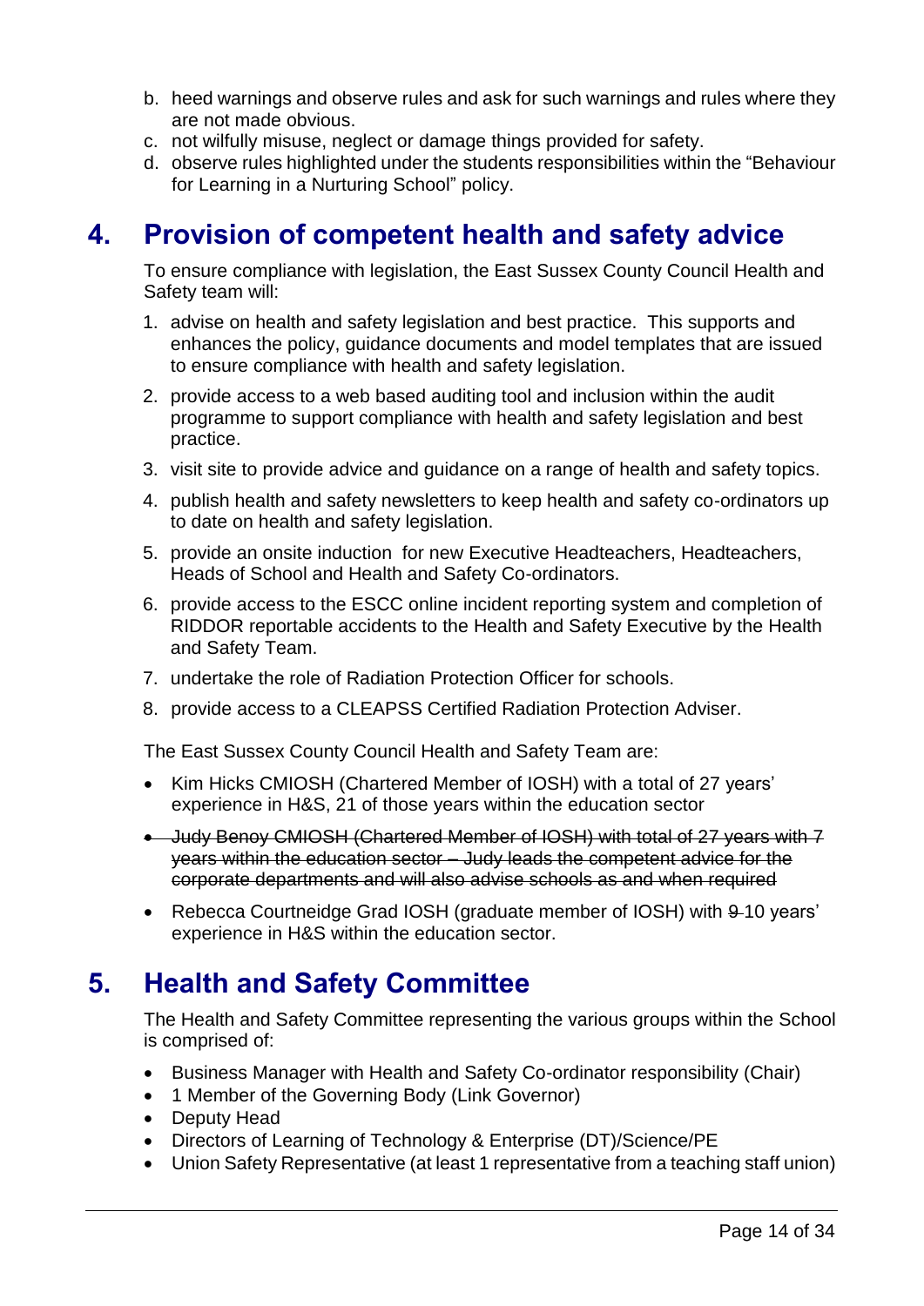b. heed warnings and observe rules and ask for such warnings and rules where they are not made obvious.
c. not wilfully misuse, neglect or damage things provided for safety.
d. observe rules highlighted under the students responsibilities within the "Behaviour for Learning in a Nurturing School" policy.

# 4. Provision of competent health and safety advice

To ensure compliance with legislation, the East Sussex County Council Health and Safety team will:

1. advise on health and safety legislation and best practice. This supports and enhances the policy, guidance documents and model templates that are issued to ensure compliance with health and safety legislation.
2. provide access to a web based auditing tool and inclusion within the audit programme to support compliance with health and safety legislation and best practice.
3. visit site to provide advice and guidance on a range of health and safety topics.
4. publish health and safety newsletters to keep health and safety co-ordinators up to date on health and safety legislation.
5. provide an onsite induction for new Executive Headteachers, Headteachers, Heads of School and Health and Safety Co-ordinators.
6. provide access to the ESCC online incident reporting system and completion of RIDDOR reportable accidents to the Health and Safety Executive by the Health and Safety Team.
7. undertake the role of Radiation Protection Officer for schools.
8. provide access to a CLEAPSS Certified Radiation Protection Adviser.

The East Sussex County Council Health and Safety Team are:

- Kim Hicks CMIOSH (Chartered Member of IOSH) with a total of 27 years' experience in H&S, 21 of those years within the education sector
- ~~Judy Benoy CMIOSH (Chartered Member of IOSH) with total of 27 years with 7 years within the education sector – Judy leads the competent advice for the corporate departments and will also advise schools as and when required~~
- Rebecca Courtneidge Grad IOSH (graduate member of IOSH) with ~~9~~ 10 years' experience in H&S within the education sector.

# 5. Health and Safety Committee

The Health and Safety Committee representing the various groups within the School is comprised of:

- Business Manager with Health and Safety Co-ordinator responsibility (Chair)
- 1 Member of the Governing Body (Link Governor)
- Deputy Head
- Directors of Learning of Technology & Enterprise (DT)/Science/PE
- Union Safety Representative (at least 1 representative from a teaching staff union)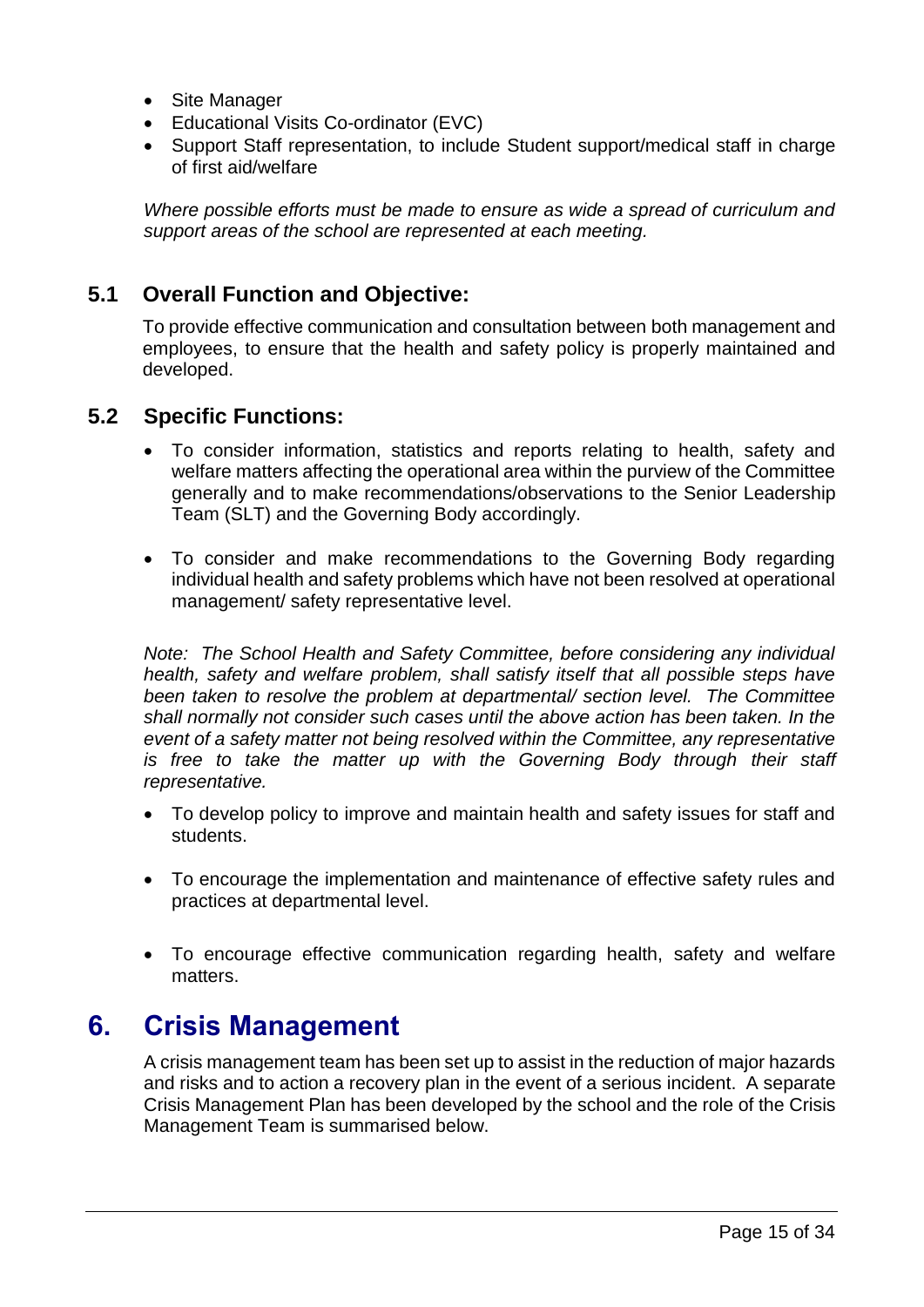- Site Manager
- Educational Visits Co-ordinator (EVC)
- Support Staff representation, to include Student support/medical staff in charge of first aid/welfare

*Where possible efforts must be made to ensure as wide a spread of curriculum and support areas of the school are represented at each meeting.*

### 5.1 Overall Function and Objective:

To provide effective communication and consultation between both management and employees, to ensure that the health and safety policy is properly maintained and developed.

### 5.2 Specific Functions:

- To consider information, statistics and reports relating to health, safety and welfare matters affecting the operational area within the purview of the Committee generally and to make recommendations/observations to the Senior Leadership Team (SLT) and the Governing Body accordingly.

- To consider and make recommendations to the Governing Body regarding individual health and safety problems which have not been resolved at operational management/ safety representative level.

*Note: The School Health and Safety Committee, before considering any individual health, safety and welfare problem, shall satisfy itself that all possible steps have been taken to resolve the problem at departmental/ section level. The Committee shall normally not consider such cases until the above action has been taken. In the event of a safety matter not being resolved within the Committee, any representative is free to take the matter up with the Governing Body through their staff representative.*

- To develop policy to improve and maintain health and safety issues for staff and students.

- To encourage the implementation and maintenance of effective safety rules and practices at departmental level.

- To encourage effective communication regarding health, safety and welfare matters.

## 6. Crisis Management

A crisis management team has been set up to assist in the reduction of major hazards and risks and to action a recovery plan in the event of a serious incident. A separate Crisis Management Plan has been developed by the school and the role of the Crisis Management Team is summarised below.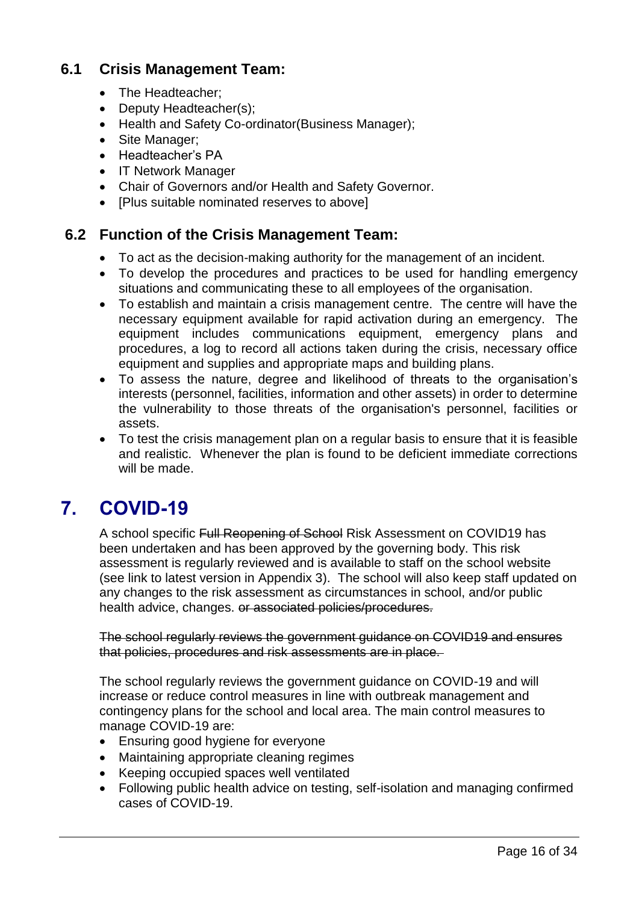### 6.1 Crisis Management Team:

- The Headteacher;
- Deputy Headteacher(s);
- Health and Safety Co-ordinator(Business Manager);
- Site Manager;
- Headteacher's PA
- IT Network Manager
- Chair of Governors and/or Health and Safety Governor.
- [Plus suitable nominated reserves to above]

### 6.2 Function of the Crisis Management Team:

- To act as the decision-making authority for the management of an incident.
- To develop the procedures and practices to be used for handling emergency situations and communicating these to all employees of the organisation.
- To establish and maintain a crisis management centre. The centre will have the necessary equipment available for rapid activation during an emergency. The equipment includes communications equipment, emergency plans and procedures, a log to record all actions taken during the crisis, necessary office equipment and supplies and appropriate maps and building plans.
- To assess the nature, degree and likelihood of threats to the organisation's interests (personnel, facilities, information and other assets) in order to determine the vulnerability to those threats of the organisation's personnel, facilities or assets.
- To test the crisis management plan on a regular basis to ensure that it is feasible and realistic. Whenever the plan is found to be deficient immediate corrections will be made.

## 7. COVID-19

A school specific ~~Full Reopening of School~~ Risk Assessment on COVID19 has been undertaken and has been approved by the governing body. This risk assessment is regularly reviewed and is available to staff on the school website (see link to latest version in Appendix 3). The school will also keep staff updated on any changes to the risk assessment as circumstances in school, and/or public health advice, changes. ~~or associated policies/procedures.~~

~~The school regularly reviews the government guidance on COVID19 and ensures that policies, procedures and risk assessments are in place.~~

The school regularly reviews the government guidance on COVID-19 and will increase or reduce control measures in line with outbreak management and contingency plans for the school and local area. The main control measures to manage COVID-19 are:

- Ensuring good hygiene for everyone
- Maintaining appropriate cleaning regimes
- Keeping occupied spaces well ventilated
- Following public health advice on testing, self-isolation and managing confirmed cases of COVID-19.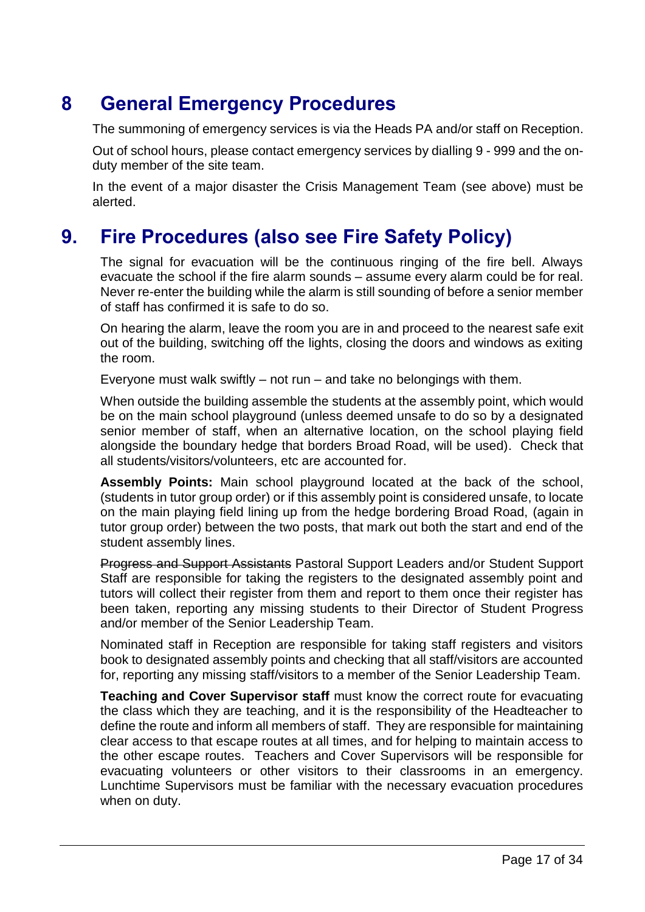## 8 General Emergency Procedures

The summoning of emergency services is via the Heads PA and/or staff on Reception.

Out of school hours, please contact emergency services by dialling 9 - 999 and the on-duty member of the site team.

In the event of a major disaster the Crisis Management Team (see above) must be alerted.

## 9. Fire Procedures (also see Fire Safety Policy)

The signal for evacuation will be the continuous ringing of the fire bell. Always evacuate the school if the fire alarm sounds – assume every alarm could be for real. Never re-enter the building while the alarm is still sounding of before a senior member of staff has confirmed it is safe to do so.

On hearing the alarm, leave the room you are in and proceed to the nearest safe exit out of the building, switching off the lights, closing the doors and windows as exiting the room.

Everyone must walk swiftly – not run – and take no belongings with them.

When outside the building assemble the students at the assembly point, which would be on the main school playground (unless deemed unsafe to do so by a designated senior member of staff, when an alternative location, on the school playing field alongside the boundary hedge that borders Broad Road, will be used). Check that all students/visitors/volunteers, etc are accounted for.

**Assembly Points:** Main school playground located at the back of the school, (students in tutor group order) or if this assembly point is considered unsafe, to locate on the main playing field lining up from the hedge bordering Broad Road, (again in tutor group order) between the two posts, that mark out both the start and end of the student assembly lines.

~~Progress and Support Assistants~~ Pastoral Support Leaders and/or Student Support Staff are responsible for taking the registers to the designated assembly point and tutors will collect their register from them and report to them once their register has been taken, reporting any missing students to their Director of Student Progress and/or member of the Senior Leadership Team.

Nominated staff in Reception are responsible for taking staff registers and visitors book to designated assembly points and checking that all staff/visitors are accounted for, reporting any missing staff/visitors to a member of the Senior Leadership Team.

**Teaching and Cover Supervisor staff** must know the correct route for evacuating the class which they are teaching, and it is the responsibility of the Headteacher to define the route and inform all members of staff. They are responsible for maintaining clear access to that escape routes at all times, and for helping to maintain access to the other escape routes. Teachers and Cover Supervisors will be responsible for evacuating volunteers or other visitors to their classrooms in an emergency. Lunchtime Supervisors must be familiar with the necessary evacuation procedures when on duty.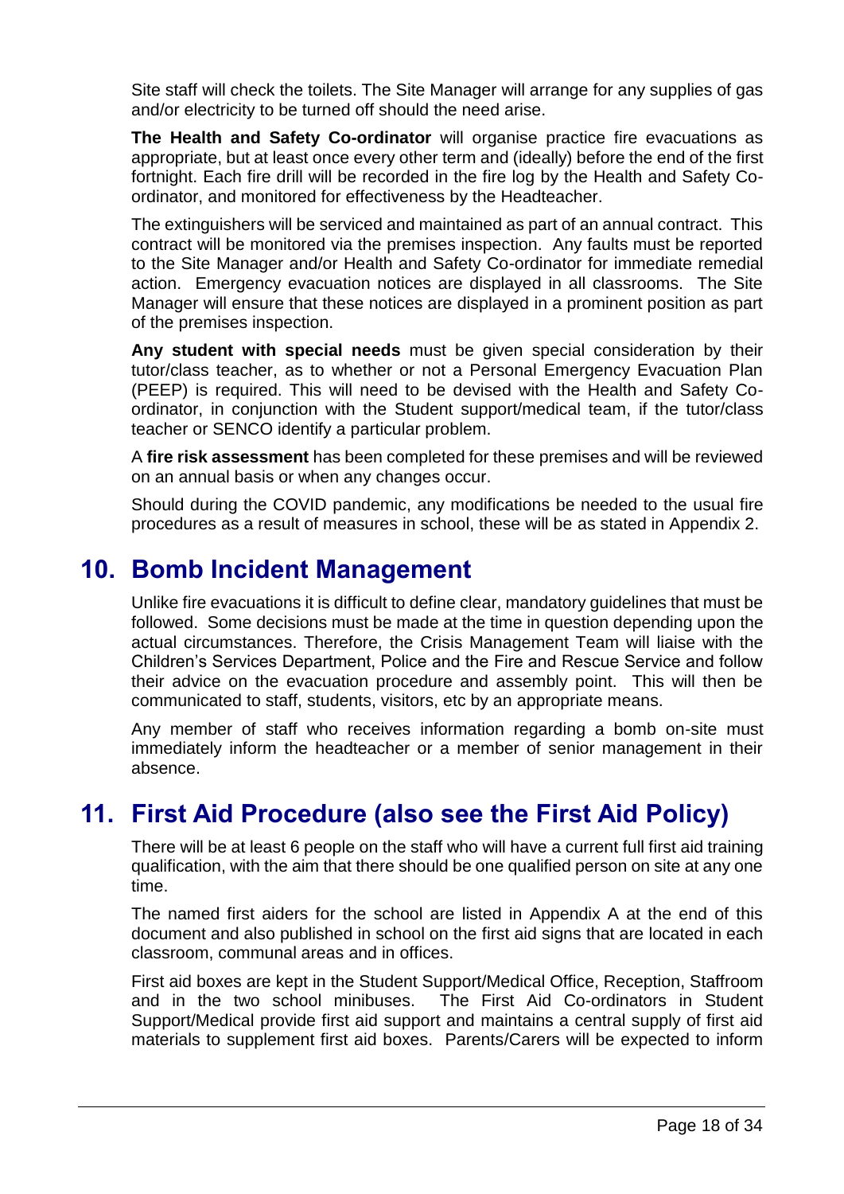Site staff will check the toilets. The Site Manager will arrange for any supplies of gas and/or electricity to be turned off should the need arise.

**The Health and Safety Co-ordinator** will organise practice fire evacuations as appropriate, but at least once every other term and (ideally) before the end of the first fortnight. Each fire drill will be recorded in the fire log by the Health and Safety Co-ordinator, and monitored for effectiveness by the Headteacher.

The extinguishers will be serviced and maintained as part of an annual contract. This contract will be monitored via the premises inspection. Any faults must be reported to the Site Manager and/or Health and Safety Co-ordinator for immediate remedial action. Emergency evacuation notices are displayed in all classrooms. The Site Manager will ensure that these notices are displayed in a prominent position as part of the premises inspection.

**Any student with special needs** must be given special consideration by their tutor/class teacher, as to whether or not a Personal Emergency Evacuation Plan (PEEP) is required. This will need to be devised with the Health and Safety Co-ordinator, in conjunction with the Student support/medical team, if the tutor/class teacher or SENCO identify a particular problem.

A **fire risk assessment** has been completed for these premises and will be reviewed on an annual basis or when any changes occur.

Should during the COVID pandemic, any modifications be needed to the usual fire procedures as a result of measures in school, these will be as stated in Appendix 2.

## 10. Bomb Incident Management

Unlike fire evacuations it is difficult to define clear, mandatory guidelines that must be followed. Some decisions must be made at the time in question depending upon the actual circumstances. Therefore, the Crisis Management Team will liaise with the Children's Services Department, Police and the Fire and Rescue Service and follow their advice on the evacuation procedure and assembly point. This will then be communicated to staff, students, visitors, etc by an appropriate means.

Any member of staff who receives information regarding a bomb on-site must immediately inform the headteacher or a member of senior management in their absence.

## 11. First Aid Procedure (also see the First Aid Policy)

There will be at least 6 people on the staff who will have a current full first aid training qualification, with the aim that there should be one qualified person on site at any one time.

The named first aiders for the school are listed in Appendix A at the end of this document and also published in school on the first aid signs that are located in each classroom, communal areas and in offices.

First aid boxes are kept in the Student Support/Medical Office, Reception, Staffroom and in the two school minibuses. The First Aid Co-ordinators in Student Support/Medical provide first aid support and maintains a central supply of first aid materials to supplement first aid boxes. Parents/Carers will be expected to inform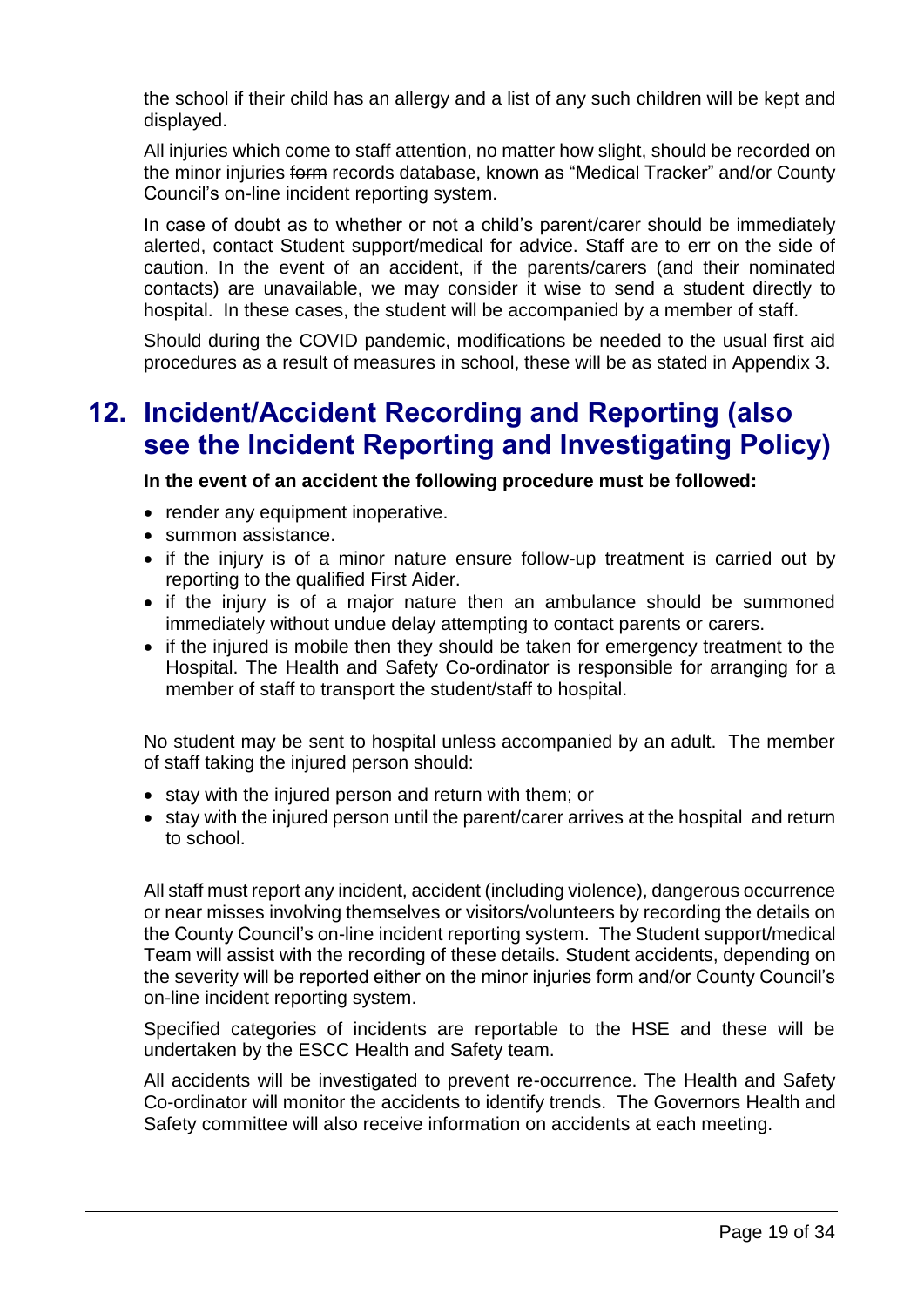the school if their child has an allergy and a list of any such children will be kept and displayed.

All injuries which come to staff attention, no matter how slight, should be recorded on the minor injuries ~~form~~ records database, known as "Medical Tracker" and/or County Council's on-line incident reporting system.

In case of doubt as to whether or not a child's parent/carer should be immediately alerted, contact Student support/medical for advice. Staff are to err on the side of caution. In the event of an accident, if the parents/carers (and their nominated contacts) are unavailable, we may consider it wise to send a student directly to hospital. In these cases, the student will be accompanied by a member of staff.

Should during the COVID pandemic, modifications be needed to the usual first aid procedures as a result of measures in school, these will be as stated in Appendix 3.

## 12. Incident/Accident Recording and Reporting (also see the Incident Reporting and Investigating Policy)

**In the event of an accident the following procedure must be followed:**

- render any equipment inoperative.
- summon assistance.
- if the injury is of a minor nature ensure follow-up treatment is carried out by reporting to the qualified First Aider.
- if the injury is of a major nature then an ambulance should be summoned immediately without undue delay attempting to contact parents or carers.
- if the injured is mobile then they should be taken for emergency treatment to the Hospital. The Health and Safety Co-ordinator is responsible for arranging for a member of staff to transport the student/staff to hospital.

No student may be sent to hospital unless accompanied by an adult. The member of staff taking the injured person should:

- stay with the injured person and return with them; or
- stay with the injured person until the parent/carer arrives at the hospital and return to school.

All staff must report any incident, accident (including violence), dangerous occurrence or near misses involving themselves or visitors/volunteers by recording the details on the County Council's on-line incident reporting system. The Student support/medical Team will assist with the recording of these details. Student accidents, depending on the severity will be reported either on the minor injuries form and/or County Council's on-line incident reporting system.

Specified categories of incidents are reportable to the HSE and these will be undertaken by the ESCC Health and Safety team.

All accidents will be investigated to prevent re-occurrence. The Health and Safety Co-ordinator will monitor the accidents to identify trends. The Governors Health and Safety committee will also receive information on accidents at each meeting.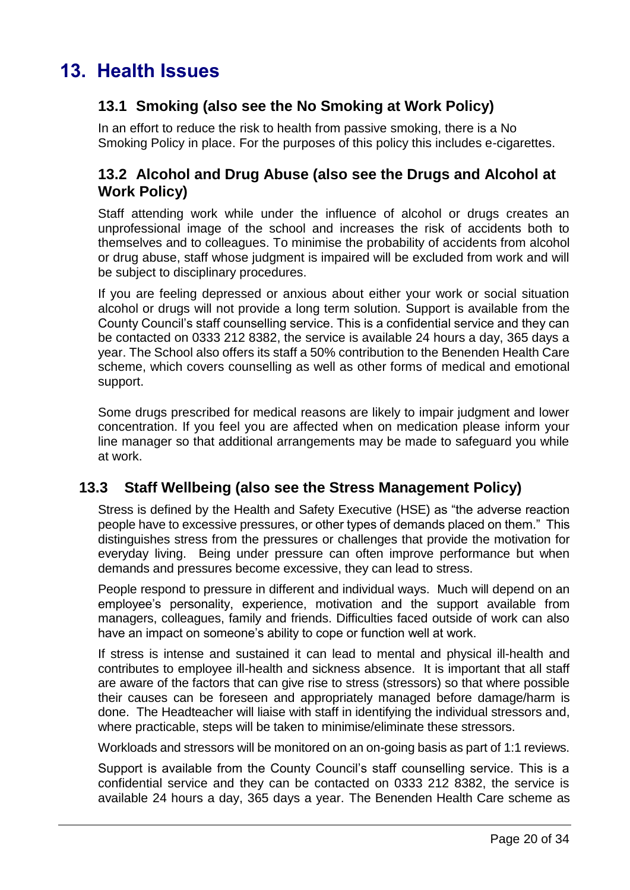# 13. Health Issues

## 13.1 Smoking (also see the No Smoking at Work Policy)

In an effort to reduce the risk to health from passive smoking, there is a No Smoking Policy in place. For the purposes of this policy this includes e-cigarettes.

## 13.2 Alcohol and Drug Abuse (also see the Drugs and Alcohol at Work Policy)

Staff attending work while under the influence of alcohol or drugs creates an unprofessional image of the school and increases the risk of accidents both to themselves and to colleagues. To minimise the probability of accidents from alcohol or drug abuse, staff whose judgment is impaired will be excluded from work and will be subject to disciplinary procedures.

If you are feeling depressed or anxious about either your work or social situation alcohol or drugs will not provide a long term solution. Support is available from the County Council's staff counselling service. This is a confidential service and they can be contacted on 0333 212 8382, the service is available 24 hours a day, 365 days a year. The School also offers its staff a 50% contribution to the Benenden Health Care scheme, which covers counselling as well as other forms of medical and emotional support.

Some drugs prescribed for medical reasons are likely to impair judgment and lower concentration. If you feel you are affected when on medication please inform your line manager so that additional arrangements may be made to safeguard you while at work.

## 13.3 Staff Wellbeing (also see the Stress Management Policy)

Stress is defined by the Health and Safety Executive (HSE) as "the adverse reaction people have to excessive pressures, or other types of demands placed on them." This distinguishes stress from the pressures or challenges that provide the motivation for everyday living. Being under pressure can often improve performance but when demands and pressures become excessive, they can lead to stress.

People respond to pressure in different and individual ways. Much will depend on an employee's personality, experience, motivation and the support available from managers, colleagues, family and friends. Difficulties faced outside of work can also have an impact on someone's ability to cope or function well at work.

If stress is intense and sustained it can lead to mental and physical ill-health and contributes to employee ill-health and sickness absence. It is important that all staff are aware of the factors that can give rise to stress (stressors) so that where possible their causes can be foreseen and appropriately managed before damage/harm is done. The Headteacher will liaise with staff in identifying the individual stressors and, where practicable, steps will be taken to minimise/eliminate these stressors.

Workloads and stressors will be monitored on an on-going basis as part of 1:1 reviews.

Support is available from the County Council's staff counselling service. This is a confidential service and they can be contacted on 0333 212 8382, the service is available 24 hours a day, 365 days a year. The Benenden Health Care scheme as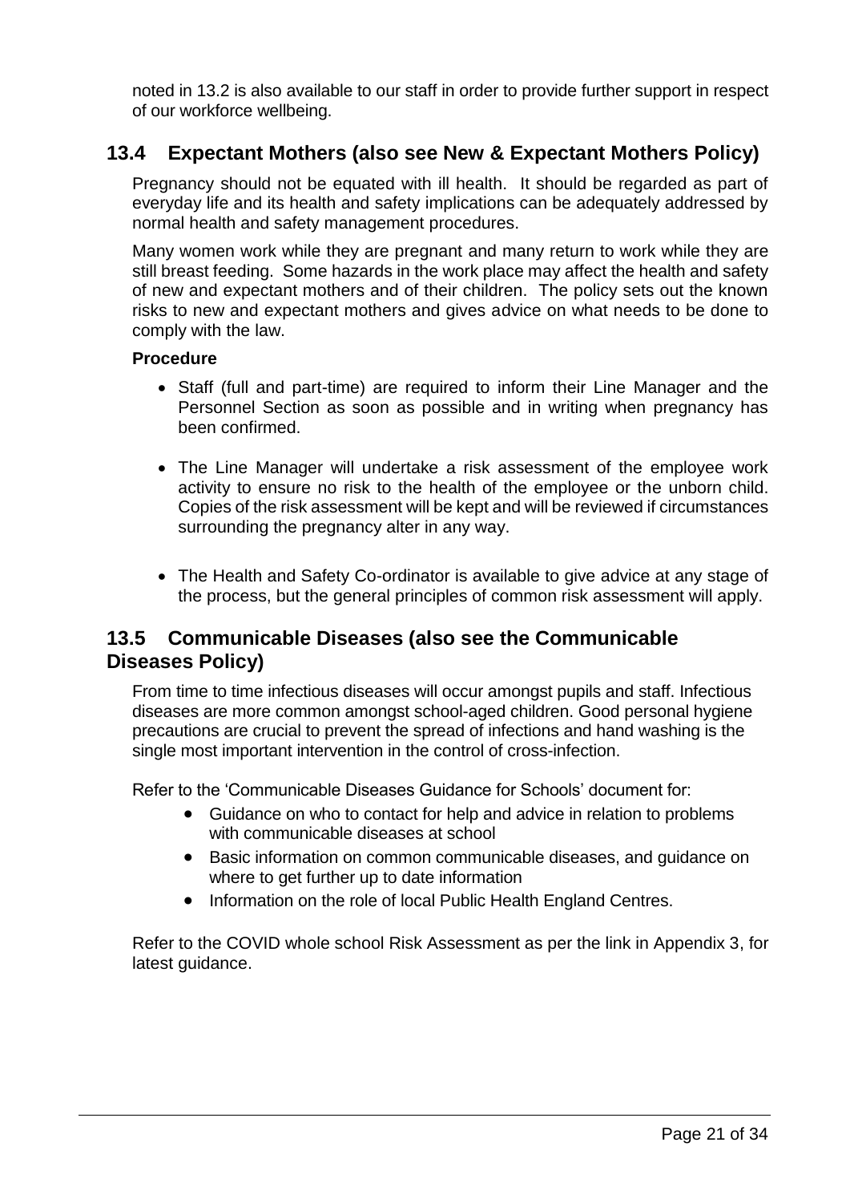noted in 13.2 is also available to our staff in order to provide further support in respect of our workforce wellbeing.

## 13.4 Expectant Mothers (also see New & Expectant Mothers Policy)

Pregnancy should not be equated with ill health. It should be regarded as part of everyday life and its health and safety implications can be adequately addressed by normal health and safety management procedures.

Many women work while they are pregnant and many return to work while they are still breast feeding. Some hazards in the work place may affect the health and safety of new and expectant mothers and of their children. The policy sets out the known risks to new and expectant mothers and gives advice on what needs to be done to comply with the law.

**Procedure**

- Staff (full and part-time) are required to inform their Line Manager and the Personnel Section as soon as possible and in writing when pregnancy has been confirmed.
- The Line Manager will undertake a risk assessment of the employee work activity to ensure no risk to the health of the employee or the unborn child. Copies of the risk assessment will be kept and will be reviewed if circumstances surrounding the pregnancy alter in any way.
- The Health and Safety Co-ordinator is available to give advice at any stage of the process, but the general principles of common risk assessment will apply.

## 13.5 Communicable Diseases (also see the Communicable Diseases Policy)

From time to time infectious diseases will occur amongst pupils and staff. Infectious diseases are more common amongst school-aged children. Good personal hygiene precautions are crucial to prevent the spread of infections and hand washing is the single most important intervention in the control of cross-infection.

Refer to the 'Communicable Diseases Guidance for Schools' document for:

- Guidance on who to contact for help and advice in relation to problems with communicable diseases at school
- Basic information on common communicable diseases, and guidance on where to get further up to date information
- Information on the role of local Public Health England Centres.

Refer to the COVID whole school Risk Assessment as per the link in Appendix 3, for latest guidance.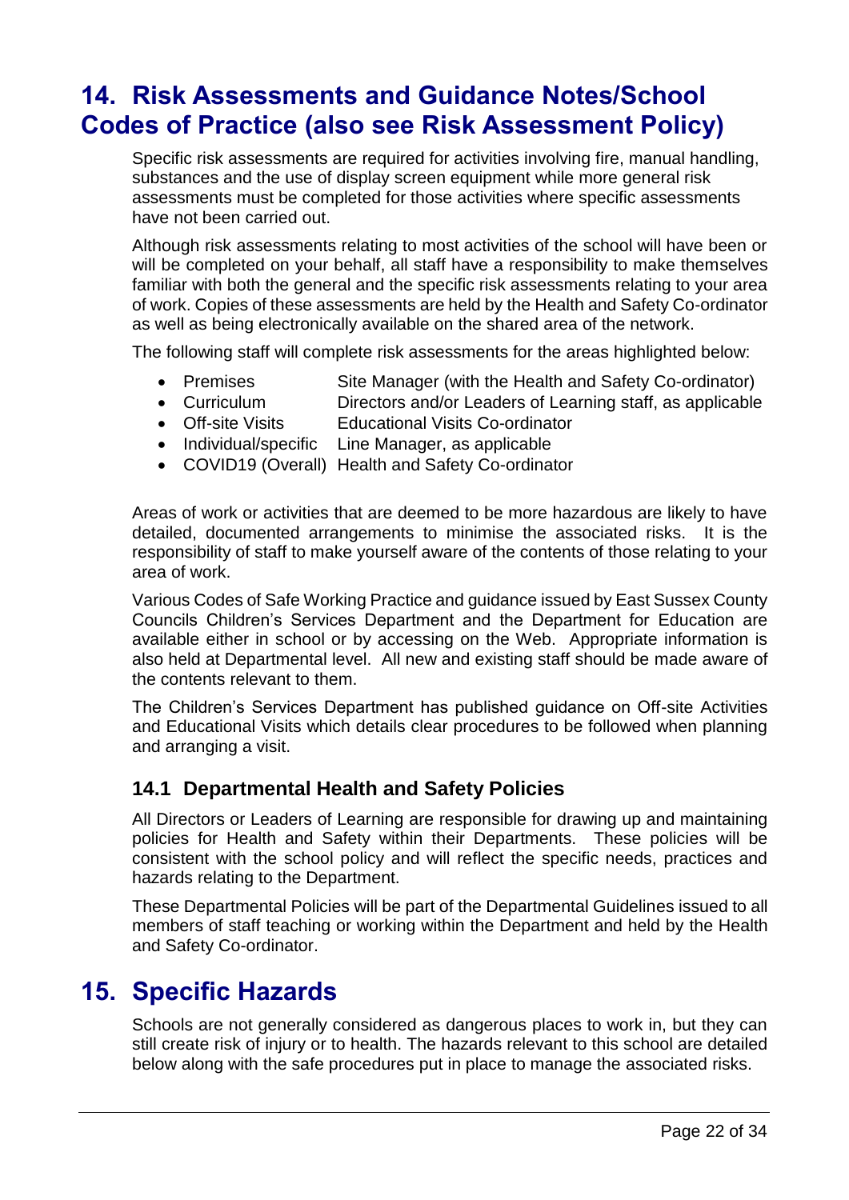# 14. Risk Assessments and Guidance Notes/School Codes of Practice (also see Risk Assessment Policy)

Specific risk assessments are required for activities involving fire, manual handling, substances and the use of display screen equipment while more general risk assessments must be completed for those activities where specific assessments have not been carried out.

Although risk assessments relating to most activities of the school will have been or will be completed on your behalf, all staff have a responsibility to make themselves familiar with both the general and the specific risk assessments relating to your area of work. Copies of these assessments are held by the Health and Safety Co-ordinator as well as being electronically available on the shared area of the network.

The following staff will complete risk assessments for the areas highlighted below:

- Premises — Site Manager (with the Health and Safety Co-ordinator)
- Curriculum — Directors and/or Leaders of Learning staff, as applicable
- Off-site Visits — Educational Visits Co-ordinator
- Individual/specific — Line Manager, as applicable
- COVID19 (Overall) — Health and Safety Co-ordinator

Areas of work or activities that are deemed to be more hazardous are likely to have detailed, documented arrangements to minimise the associated risks. It is the responsibility of staff to make yourself aware of the contents of those relating to your area of work.

Various Codes of Safe Working Practice and guidance issued by East Sussex County Councils Children's Services Department and the Department for Education are available either in school or by accessing on the Web. Appropriate information is also held at Departmental level. All new and existing staff should be made aware of the contents relevant to them.

The Children's Services Department has published guidance on Off-site Activities and Educational Visits which details clear procedures to be followed when planning and arranging a visit.

## 14.1 Departmental Health and Safety Policies

All Directors or Leaders of Learning are responsible for drawing up and maintaining policies for Health and Safety within their Departments. These policies will be consistent with the school policy and will reflect the specific needs, practices and hazards relating to the Department.

These Departmental Policies will be part of the Departmental Guidelines issued to all members of staff teaching or working within the Department and held by the Health and Safety Co-ordinator.

# 15. Specific Hazards

Schools are not generally considered as dangerous places to work in, but they can still create risk of injury or to health. The hazards relevant to this school are detailed below along with the safe procedures put in place to manage the associated risks.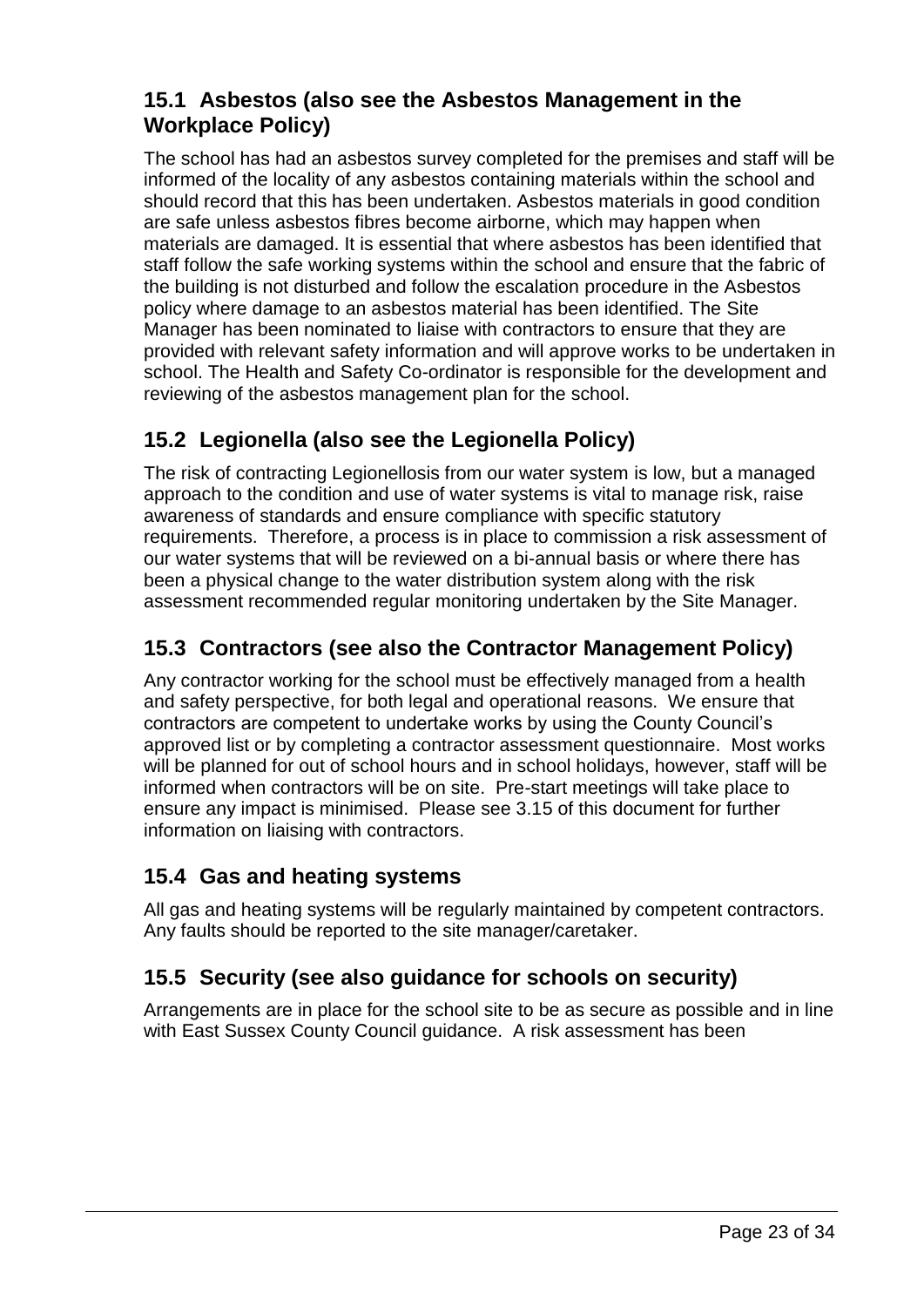## 15.1 Asbestos (also see the Asbestos Management in the Workplace Policy)

The school has had an asbestos survey completed for the premises and staff will be informed of the locality of any asbestos containing materials within the school and should record that this has been undertaken. Asbestos materials in good condition are safe unless asbestos fibres become airborne, which may happen when materials are damaged. It is essential that where asbestos has been identified that staff follow the safe working systems within the school and ensure that the fabric of the building is not disturbed and follow the escalation procedure in the Asbestos policy where damage to an asbestos material has been identified. The Site Manager has been nominated to liaise with contractors to ensure that they are provided with relevant safety information and will approve works to be undertaken in school. The Health and Safety Co-ordinator is responsible for the development and reviewing of the asbestos management plan for the school.

## 15.2 Legionella (also see the Legionella Policy)

The risk of contracting Legionellosis from our water system is low, but a managed approach to the condition and use of water systems is vital to manage risk, raise awareness of standards and ensure compliance with specific statutory requirements. Therefore, a process is in place to commission a risk assessment of our water systems that will be reviewed on a bi-annual basis or where there has been a physical change to the water distribution system along with the risk assessment recommended regular monitoring undertaken by the Site Manager.

## 15.3 Contractors (see also the Contractor Management Policy)

Any contractor working for the school must be effectively managed from a health and safety perspective, for both legal and operational reasons. We ensure that contractors are competent to undertake works by using the County Council's approved list or by completing a contractor assessment questionnaire. Most works will be planned for out of school hours and in school holidays, however, staff will be informed when contractors will be on site. Pre-start meetings will take place to ensure any impact is minimised. Please see 3.15 of this document for further information on liaising with contractors.

## 15.4 Gas and heating systems

All gas and heating systems will be regularly maintained by competent contractors. Any faults should be reported to the site manager/caretaker.

## 15.5 Security (see also guidance for schools on security)

Arrangements are in place for the school site to be as secure as possible and in line with East Sussex County Council guidance. A risk assessment has been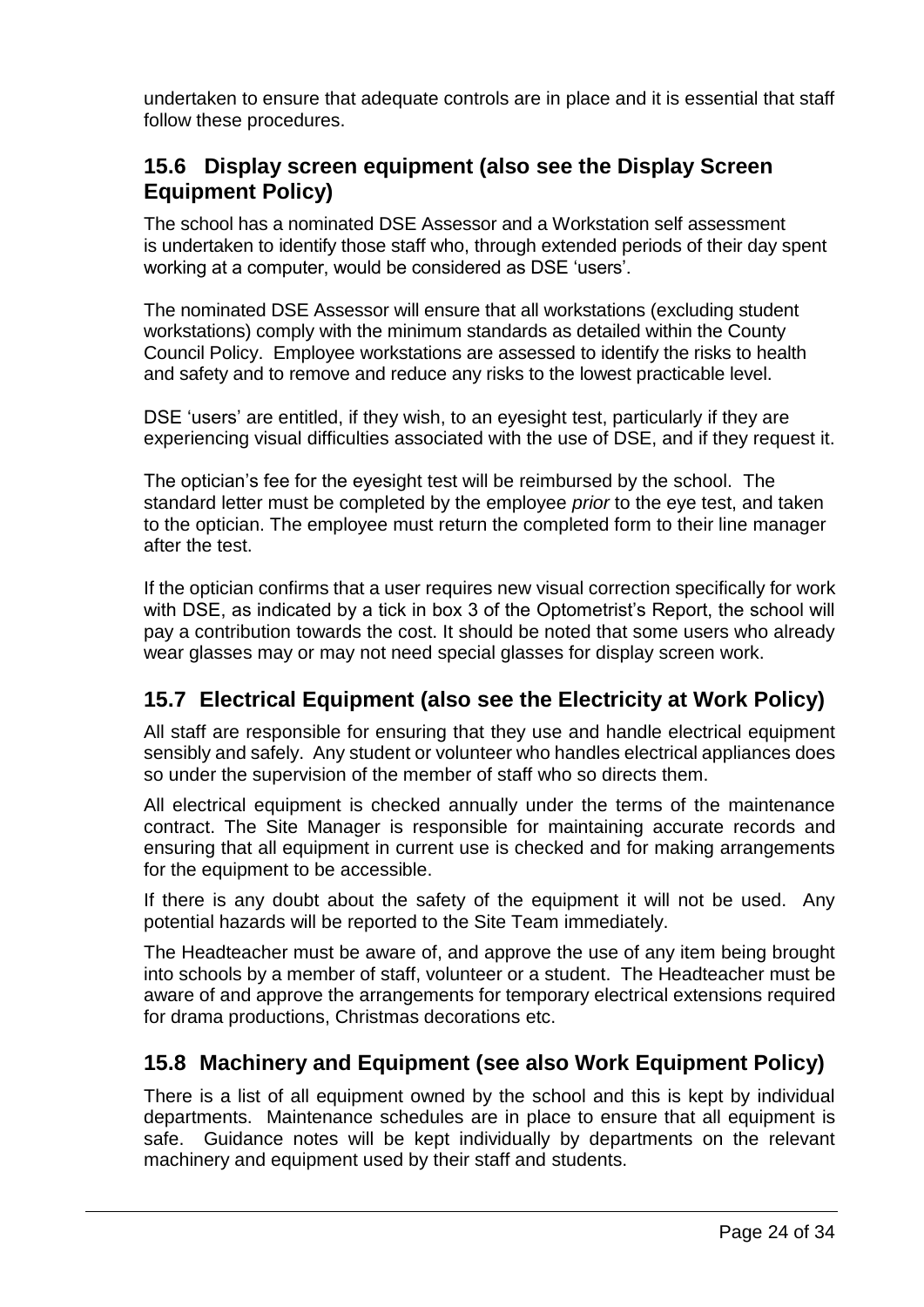undertaken to ensure that adequate controls are in place and it is essential that staff follow these procedures.

## 15.6 Display screen equipment (also see the Display Screen Equipment Policy)

The school has a nominated DSE Assessor and a Workstation self assessment is undertaken to identify those staff who, through extended periods of their day spent working at a computer, would be considered as DSE 'users'.

The nominated DSE Assessor will ensure that all workstations (excluding student workstations) comply with the minimum standards as detailed within the County Council Policy. Employee workstations are assessed to identify the risks to health and safety and to remove and reduce any risks to the lowest practicable level.

DSE 'users' are entitled, if they wish, to an eyesight test, particularly if they are experiencing visual difficulties associated with the use of DSE, and if they request it.

The optician's fee for the eyesight test will be reimbursed by the school. The standard letter must be completed by the employee *prior* to the eye test, and taken to the optician. The employee must return the completed form to their line manager after the test.

If the optician confirms that a user requires new visual correction specifically for work with DSE, as indicated by a tick in box 3 of the Optometrist's Report, the school will pay a contribution towards the cost. It should be noted that some users who already wear glasses may or may not need special glasses for display screen work.

## 15.7 Electrical Equipment (also see the Electricity at Work Policy)

All staff are responsible for ensuring that they use and handle electrical equipment sensibly and safely. Any student or volunteer who handles electrical appliances does so under the supervision of the member of staff who so directs them.

All electrical equipment is checked annually under the terms of the maintenance contract. The Site Manager is responsible for maintaining accurate records and ensuring that all equipment in current use is checked and for making arrangements for the equipment to be accessible.

If there is any doubt about the safety of the equipment it will not be used. Any potential hazards will be reported to the Site Team immediately.

The Headteacher must be aware of, and approve the use of any item being brought into schools by a member of staff, volunteer or a student. The Headteacher must be aware of and approve the arrangements for temporary electrical extensions required for drama productions, Christmas decorations etc.

## 15.8 Machinery and Equipment (see also Work Equipment Policy)

There is a list of all equipment owned by the school and this is kept by individual departments. Maintenance schedules are in place to ensure that all equipment is safe. Guidance notes will be kept individually by departments on the relevant machinery and equipment used by their staff and students.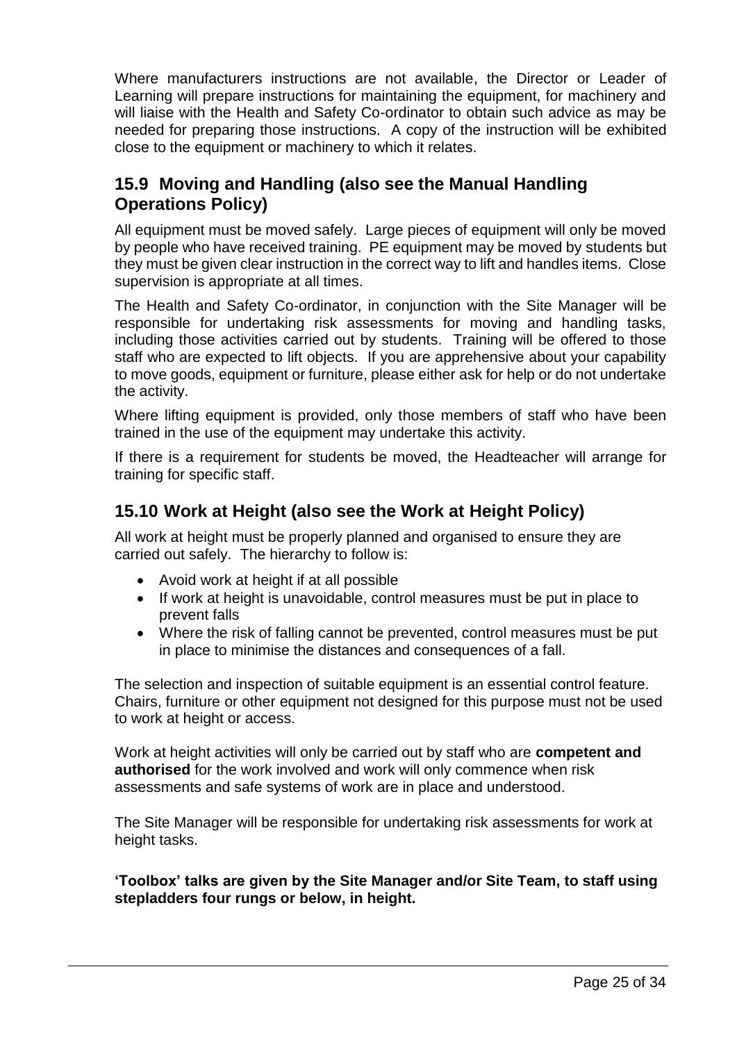Where manufacturers instructions are not available, the Director or Leader of Learning will prepare instructions for maintaining the equipment, for machinery and will liaise with the Health and Safety Co-ordinator to obtain such advice as may be needed for preparing those instructions. A copy of the instruction will be exhibited close to the equipment or machinery to which it relates.

## 15.9 Moving and Handling (also see the Manual Handling Operations Policy)

All equipment must be moved safely. Large pieces of equipment will only be moved by people who have received training. PE equipment may be moved by students but they must be given clear instruction in the correct way to lift and handles items. Close supervision is appropriate at all times.

The Health and Safety Co-ordinator, in conjunction with the Site Manager will be responsible for undertaking risk assessments for moving and handling tasks, including those activities carried out by students. Training will be offered to those staff who are expected to lift objects. If you are apprehensive about your capability to move goods, equipment or furniture, please either ask for help or do not undertake the activity.

Where lifting equipment is provided, only those members of staff who have been trained in the use of the equipment may undertake this activity.

If there is a requirement for students be moved, the Headteacher will arrange for training for specific staff.

## 15.10 Work at Height (also see the Work at Height Policy)

All work at height must be properly planned and organised to ensure they are carried out safely. The hierarchy to follow is:

- Avoid work at height if at all possible
- If work at height is unavoidable, control measures must be put in place to prevent falls
- Where the risk of falling cannot be prevented, control measures must be put in place to minimise the distances and consequences of a fall.

The selection and inspection of suitable equipment is an essential control feature. Chairs, furniture or other equipment not designed for this purpose must not be used to work at height or access.

Work at height activities will only be carried out by staff who are **competent and authorised** for the work involved and work will only commence when risk assessments and safe systems of work are in place and understood.

The Site Manager will be responsible for undertaking risk assessments for work at height tasks.

**'Toolbox' talks are given by the Site Manager and/or Site Team, to staff using stepladders four rungs or below, in height.**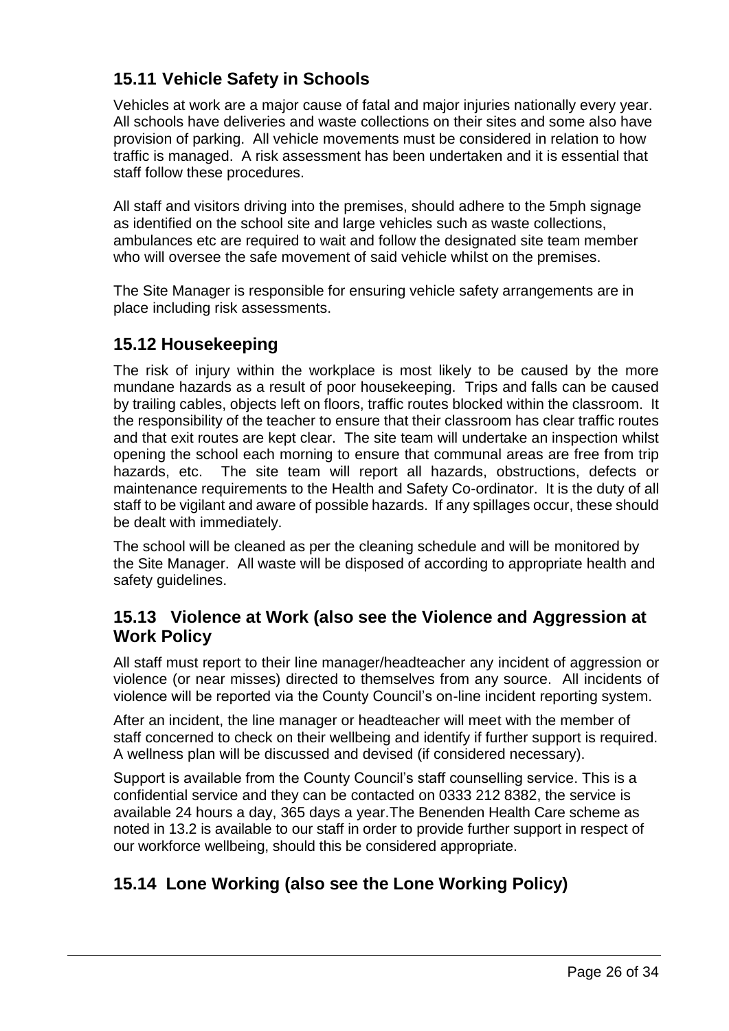## 15.11 Vehicle Safety in Schools

Vehicles at work are a major cause of fatal and major injuries nationally every year. All schools have deliveries and waste collections on their sites and some also have provision of parking. All vehicle movements must be considered in relation to how traffic is managed. A risk assessment has been undertaken and it is essential that staff follow these procedures.

All staff and visitors driving into the premises, should adhere to the 5mph signage as identified on the school site and large vehicles such as waste collections, ambulances etc are required to wait and follow the designated site team member who will oversee the safe movement of said vehicle whilst on the premises.

The Site Manager is responsible for ensuring vehicle safety arrangements are in place including risk assessments.

## 15.12 Housekeeping

The risk of injury within the workplace is most likely to be caused by the more mundane hazards as a result of poor housekeeping. Trips and falls can be caused by trailing cables, objects left on floors, traffic routes blocked within the classroom. It the responsibility of the teacher to ensure that their classroom has clear traffic routes and that exit routes are kept clear. The site team will undertake an inspection whilst opening the school each morning to ensure that communal areas are free from trip hazards, etc. The site team will report all hazards, obstructions, defects or maintenance requirements to the Health and Safety Co-ordinator. It is the duty of all staff to be vigilant and aware of possible hazards. If any spillages occur, these should be dealt with immediately.

The school will be cleaned as per the cleaning schedule and will be monitored by the Site Manager. All waste will be disposed of according to appropriate health and safety guidelines.

## 15.13 Violence at Work (also see the Violence and Aggression at Work Policy

All staff must report to their line manager/headteacher any incident of aggression or violence (or near misses) directed to themselves from any source. All incidents of violence will be reported via the County Council's on-line incident reporting system.

After an incident, the line manager or headteacher will meet with the member of staff concerned to check on their wellbeing and identify if further support is required. A wellness plan will be discussed and devised (if considered necessary).

Support is available from the County Council's staff counselling service. This is a confidential service and they can be contacted on 0333 212 8382, the service is available 24 hours a day, 365 days a year.The Benenden Health Care scheme as noted in 13.2 is available to our staff in order to provide further support in respect of our workforce wellbeing, should this be considered appropriate.

## 15.14 Lone Working (also see the Lone Working Policy)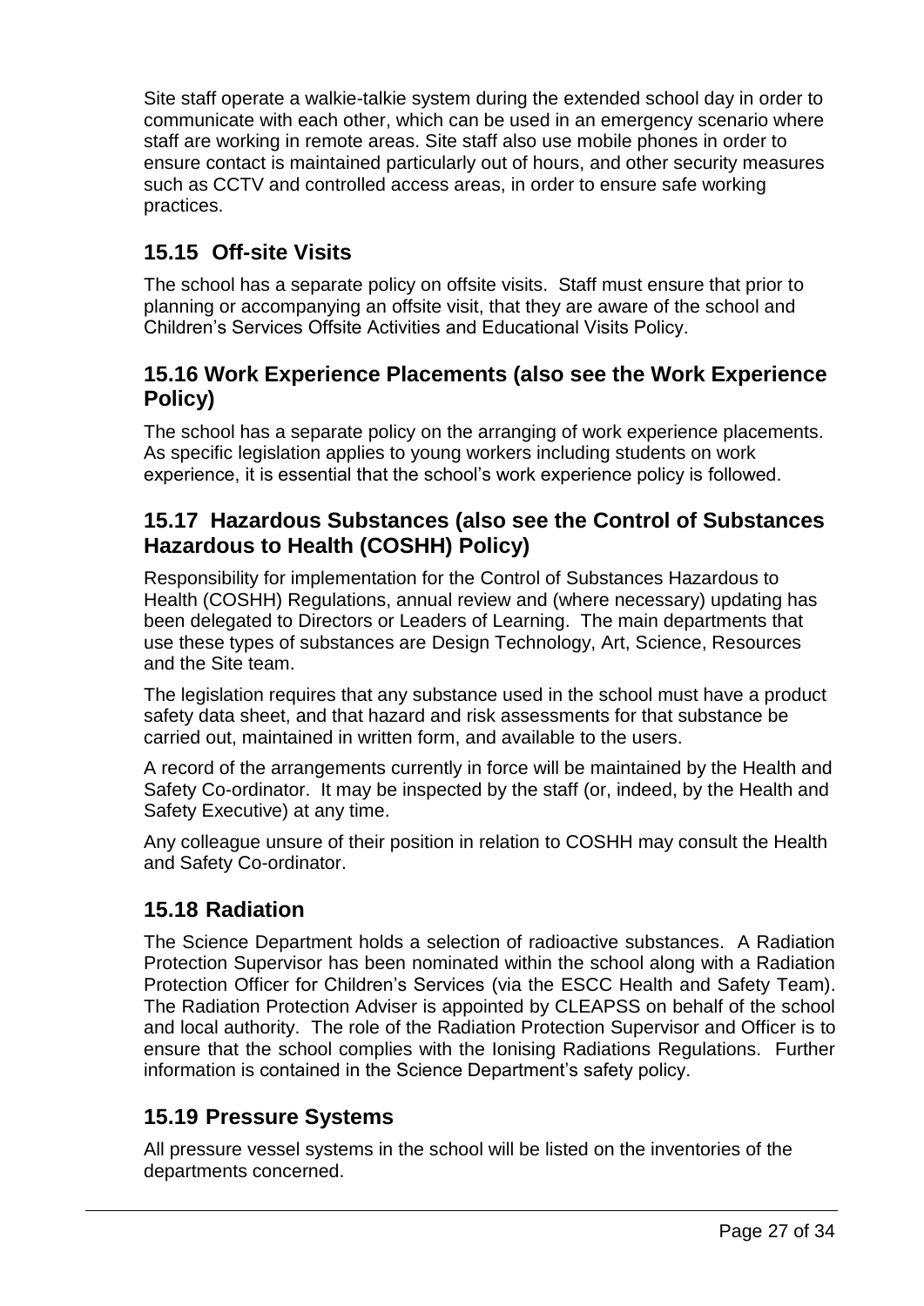Site staff operate a walkie-talkie system during the extended school day in order to communicate with each other, which can be used in an emergency scenario where staff are working in remote areas. Site staff also use mobile phones in order to ensure contact is maintained particularly out of hours, and other security measures such as CCTV and controlled access areas, in order to ensure safe working practices.

## 15.15 Off-site Visits

The school has a separate policy on offsite visits. Staff must ensure that prior to planning or accompanying an offsite visit, that they are aware of the school and Children's Services Offsite Activities and Educational Visits Policy.

## 15.16 Work Experience Placements (also see the Work Experience Policy)

The school has a separate policy on the arranging of work experience placements. As specific legislation applies to young workers including students on work experience, it is essential that the school's work experience policy is followed.

## 15.17 Hazardous Substances (also see the Control of Substances Hazardous to Health (COSHH) Policy)

Responsibility for implementation for the Control of Substances Hazardous to Health (COSHH) Regulations, annual review and (where necessary) updating has been delegated to Directors or Leaders of Learning. The main departments that use these types of substances are Design Technology, Art, Science, Resources and the Site team.

The legislation requires that any substance used in the school must have a product safety data sheet, and that hazard and risk assessments for that substance be carried out, maintained in written form, and available to the users.

A record of the arrangements currently in force will be maintained by the Health and Safety Co-ordinator. It may be inspected by the staff (or, indeed, by the Health and Safety Executive) at any time.

Any colleague unsure of their position in relation to COSHH may consult the Health and Safety Co-ordinator.

## 15.18 Radiation

The Science Department holds a selection of radioactive substances. A Radiation Protection Supervisor has been nominated within the school along with a Radiation Protection Officer for Children's Services (via the ESCC Health and Safety Team). The Radiation Protection Adviser is appointed by CLEAPSS on behalf of the school and local authority. The role of the Radiation Protection Supervisor and Officer is to ensure that the school complies with the Ionising Radiations Regulations. Further information is contained in the Science Department's safety policy.

## 15.19 Pressure Systems

All pressure vessel systems in the school will be listed on the inventories of the departments concerned.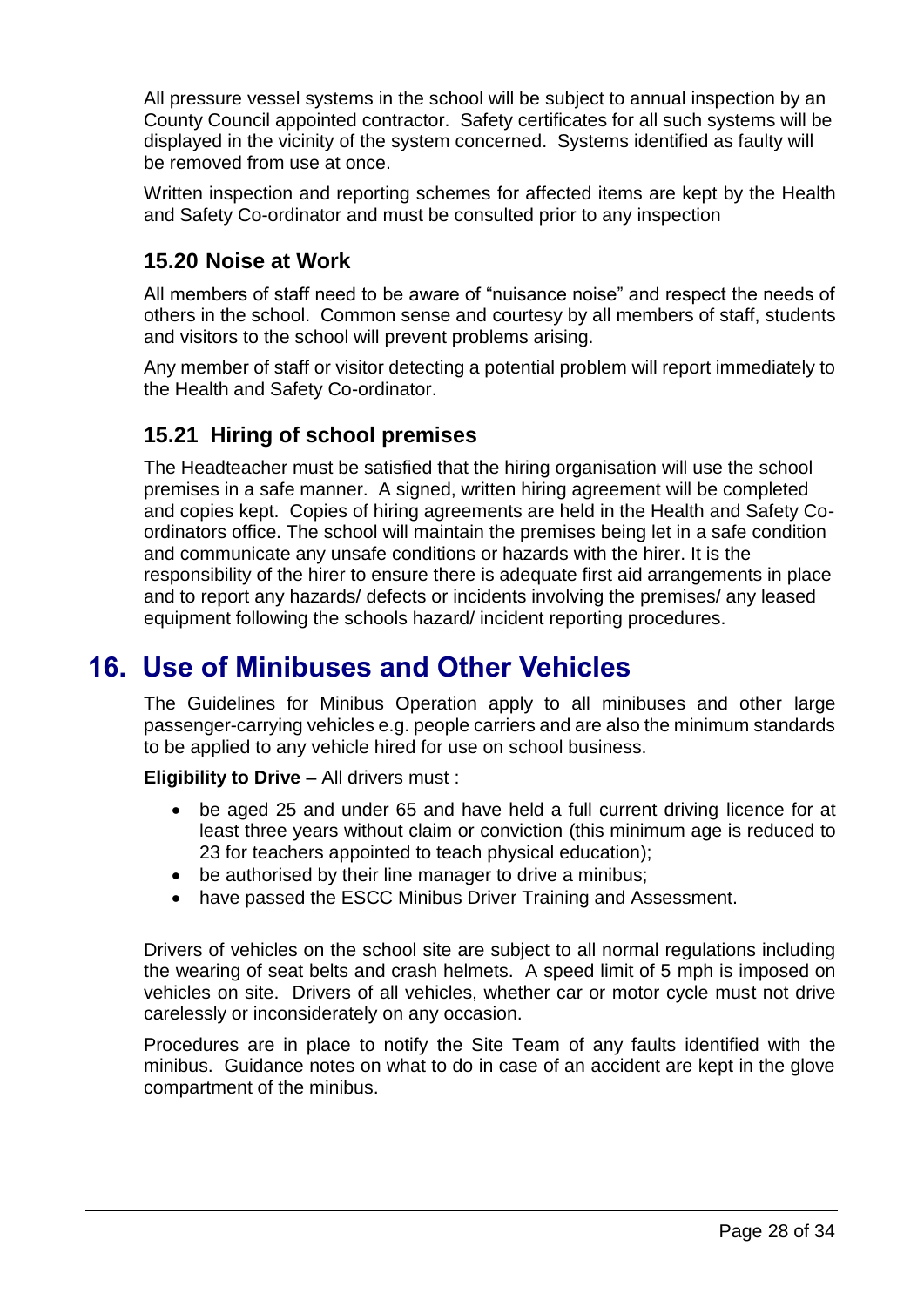All pressure vessel systems in the school will be subject to annual inspection by an County Council appointed contractor. Safety certificates for all such systems will be displayed in the vicinity of the system concerned. Systems identified as faulty will be removed from use at once.

Written inspection and reporting schemes for affected items are kept by the Health and Safety Co-ordinator and must be consulted prior to any inspection

### 15.20 Noise at Work

All members of staff need to be aware of "nuisance noise" and respect the needs of others in the school. Common sense and courtesy by all members of staff, students and visitors to the school will prevent problems arising.

Any member of staff or visitor detecting a potential problem will report immediately to the Health and Safety Co-ordinator.

### 15.21 Hiring of school premises

The Headteacher must be satisfied that the hiring organisation will use the school premises in a safe manner. A signed, written hiring agreement will be completed and copies kept. Copies of hiring agreements are held in the Health and Safety Co-ordinators office. The school will maintain the premises being let in a safe condition and communicate any unsafe conditions or hazards with the hirer. It is the responsibility of the hirer to ensure there is adequate first aid arrangements in place and to report any hazards/ defects or incidents involving the premises/ any leased equipment following the schools hazard/ incident reporting procedures.

## 16. Use of Minibuses and Other Vehicles

The Guidelines for Minibus Operation apply to all minibuses and other large passenger-carrying vehicles e.g. people carriers and are also the minimum standards to be applied to any vehicle hired for use on school business.

**Eligibility to Drive –** All drivers must :

- be aged 25 and under 65 and have held a full current driving licence for at least three years without claim or conviction (this minimum age is reduced to 23 for teachers appointed to teach physical education);
- be authorised by their line manager to drive a minibus;
- have passed the ESCC Minibus Driver Training and Assessment.

Drivers of vehicles on the school site are subject to all normal regulations including the wearing of seat belts and crash helmets. A speed limit of 5 mph is imposed on vehicles on site. Drivers of all vehicles, whether car or motor cycle must not drive carelessly or inconsiderately on any occasion.

Procedures are in place to notify the Site Team of any faults identified with the minibus. Guidance notes on what to do in case of an accident are kept in the glove compartment of the minibus.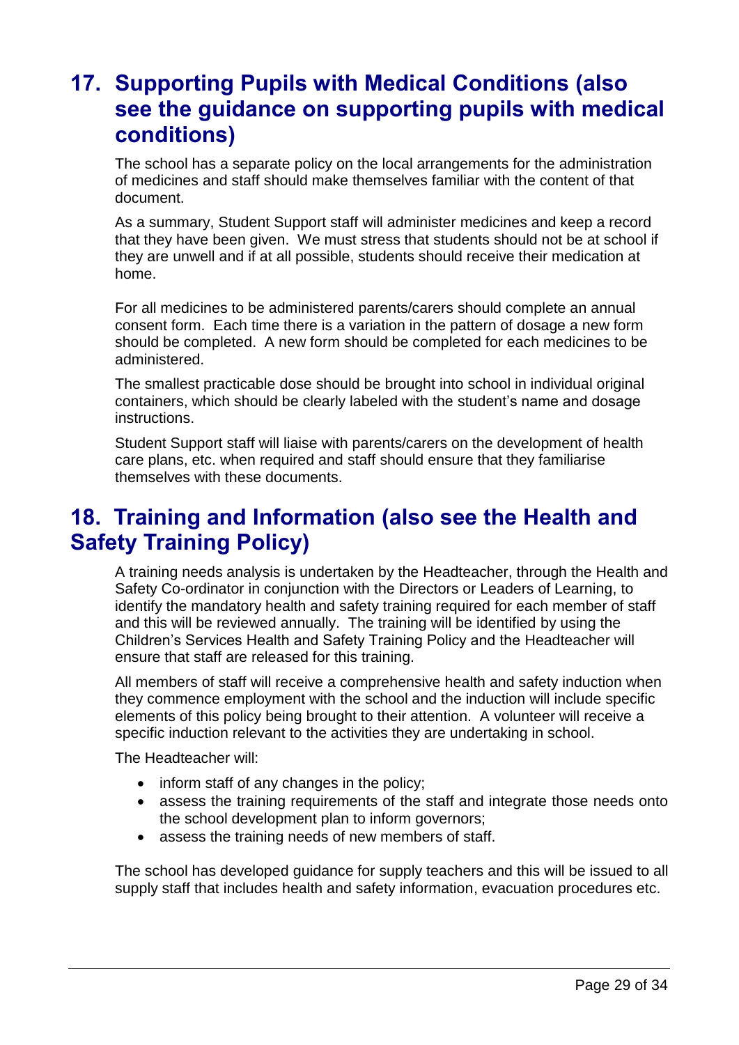## 17. Supporting Pupils with Medical Conditions (also see the guidance on supporting pupils with medical conditions)

The school has a separate policy on the local arrangements for the administration of medicines and staff should make themselves familiar with the content of that document.

As a summary, Student Support staff will administer medicines and keep a record that they have been given. We must stress that students should not be at school if they are unwell and if at all possible, students should receive their medication at home.

For all medicines to be administered parents/carers should complete an annual consent form. Each time there is a variation in the pattern of dosage a new form should be completed. A new form should be completed for each medicines to be administered.

The smallest practicable dose should be brought into school in individual original containers, which should be clearly labeled with the student's name and dosage instructions.

Student Support staff will liaise with parents/carers on the development of health care plans, etc. when required and staff should ensure that they familiarise themselves with these documents.

## 18. Training and Information (also see the Health and Safety Training Policy)

A training needs analysis is undertaken by the Headteacher, through the Health and Safety Co-ordinator in conjunction with the Directors or Leaders of Learning, to identify the mandatory health and safety training required for each member of staff and this will be reviewed annually. The training will be identified by using the Children's Services Health and Safety Training Policy and the Headteacher will ensure that staff are released for this training.

All members of staff will receive a comprehensive health and safety induction when they commence employment with the school and the induction will include specific elements of this policy being brought to their attention. A volunteer will receive a specific induction relevant to the activities they are undertaking in school.

The Headteacher will:

- inform staff of any changes in the policy;
- assess the training requirements of the staff and integrate those needs onto the school development plan to inform governors;
- assess the training needs of new members of staff.

The school has developed guidance for supply teachers and this will be issued to all supply staff that includes health and safety information, evacuation procedures etc.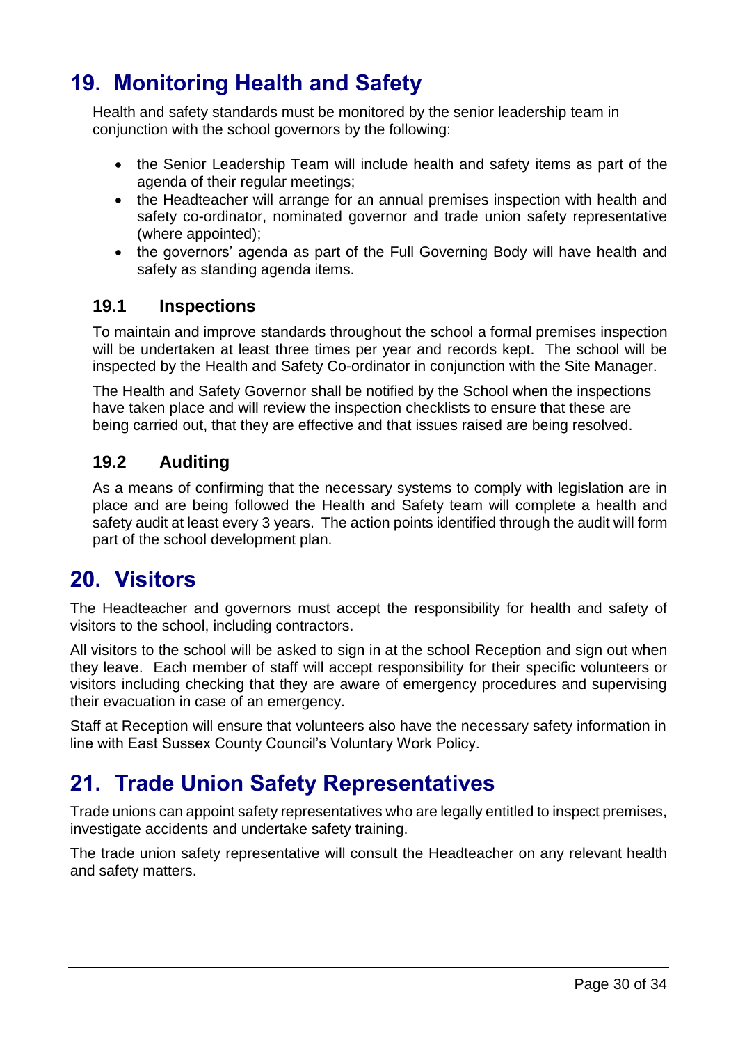## 19. Monitoring Health and Safety

Health and safety standards must be monitored by the senior leadership team in conjunction with the school governors by the following:

- the Senior Leadership Team will include health and safety items as part of the agenda of their regular meetings;
- the Headteacher will arrange for an annual premises inspection with health and safety co-ordinator, nominated governor and trade union safety representative (where appointed);
- the governors' agenda as part of the Full Governing Body will have health and safety as standing agenda items.

### 19.1 Inspections

To maintain and improve standards throughout the school a formal premises inspection will be undertaken at least three times per year and records kept. The school will be inspected by the Health and Safety Co-ordinator in conjunction with the Site Manager.

The Health and Safety Governor shall be notified by the School when the inspections have taken place and will review the inspection checklists to ensure that these are being carried out, that they are effective and that issues raised are being resolved.

### 19.2 Auditing

As a means of confirming that the necessary systems to comply with legislation are in place and are being followed the Health and Safety team will complete a health and safety audit at least every 3 years. The action points identified through the audit will form part of the school development plan.

## 20. Visitors

The Headteacher and governors must accept the responsibility for health and safety of visitors to the school, including contractors.

All visitors to the school will be asked to sign in at the school Reception and sign out when they leave. Each member of staff will accept responsibility for their specific volunteers or visitors including checking that they are aware of emergency procedures and supervising their evacuation in case of an emergency.

Staff at Reception will ensure that volunteers also have the necessary safety information in line with East Sussex County Council's Voluntary Work Policy.

## 21. Trade Union Safety Representatives

Trade unions can appoint safety representatives who are legally entitled to inspect premises, investigate accidents and undertake safety training.

The trade union safety representative will consult the Headteacher on any relevant health and safety matters.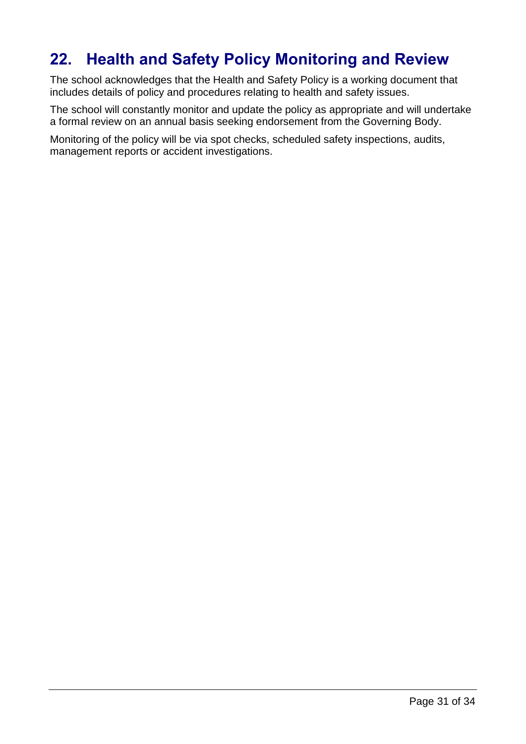# 22. Health and Safety Policy Monitoring and Review

The school acknowledges that the Health and Safety Policy is a working document that includes details of policy and procedures relating to health and safety issues.

The school will constantly monitor and update the policy as appropriate and will undertake a formal review on an annual basis seeking endorsement from the Governing Body.

Monitoring of the policy will be via spot checks, scheduled safety inspections, audits, management reports or accident investigations.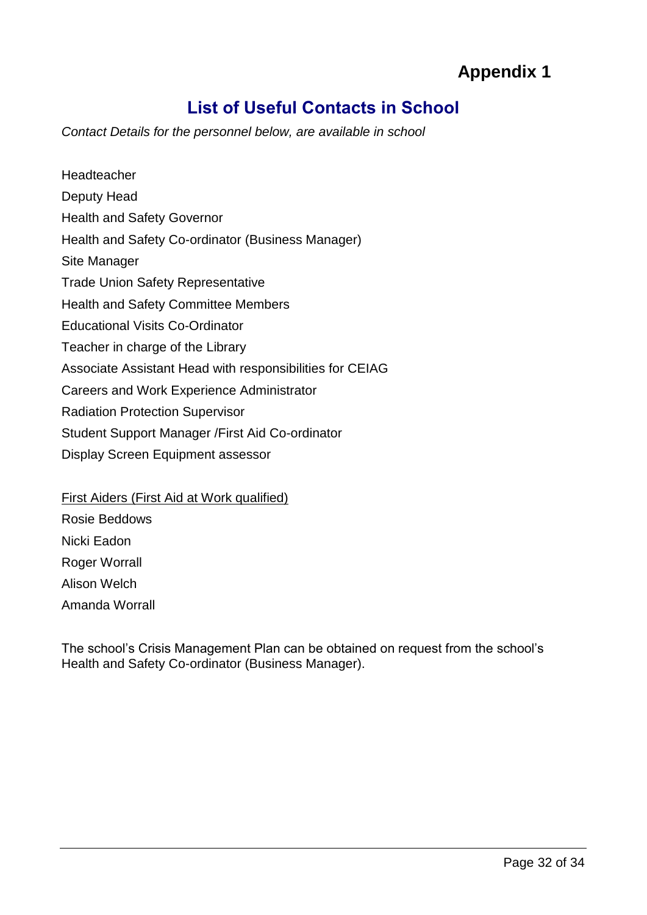# Appendix 1

## List of Useful Contacts in School

*Contact Details for the personnel below, are available in school*

Headteacher
Deputy Head
Health and Safety Governor
Health and Safety Co-ordinator (Business Manager)
Site Manager
Trade Union Safety Representative
Health and Safety Committee Members
Educational Visits Co-Ordinator
Teacher in charge of the Library
Associate Assistant Head with responsibilities for CEIAG
Careers and Work Experience Administrator
Radiation Protection Supervisor
Student Support Manager /First Aid Co-ordinator
Display Screen Equipment assessor

<u>First Aiders (First Aid at Work qualified)</u>
Rosie Beddows
Nicki Eadon
Roger Worrall
Alison Welch
Amanda Worrall

The school's Crisis Management Plan can be obtained on request from the school's Health and Safety Co-ordinator (Business Manager).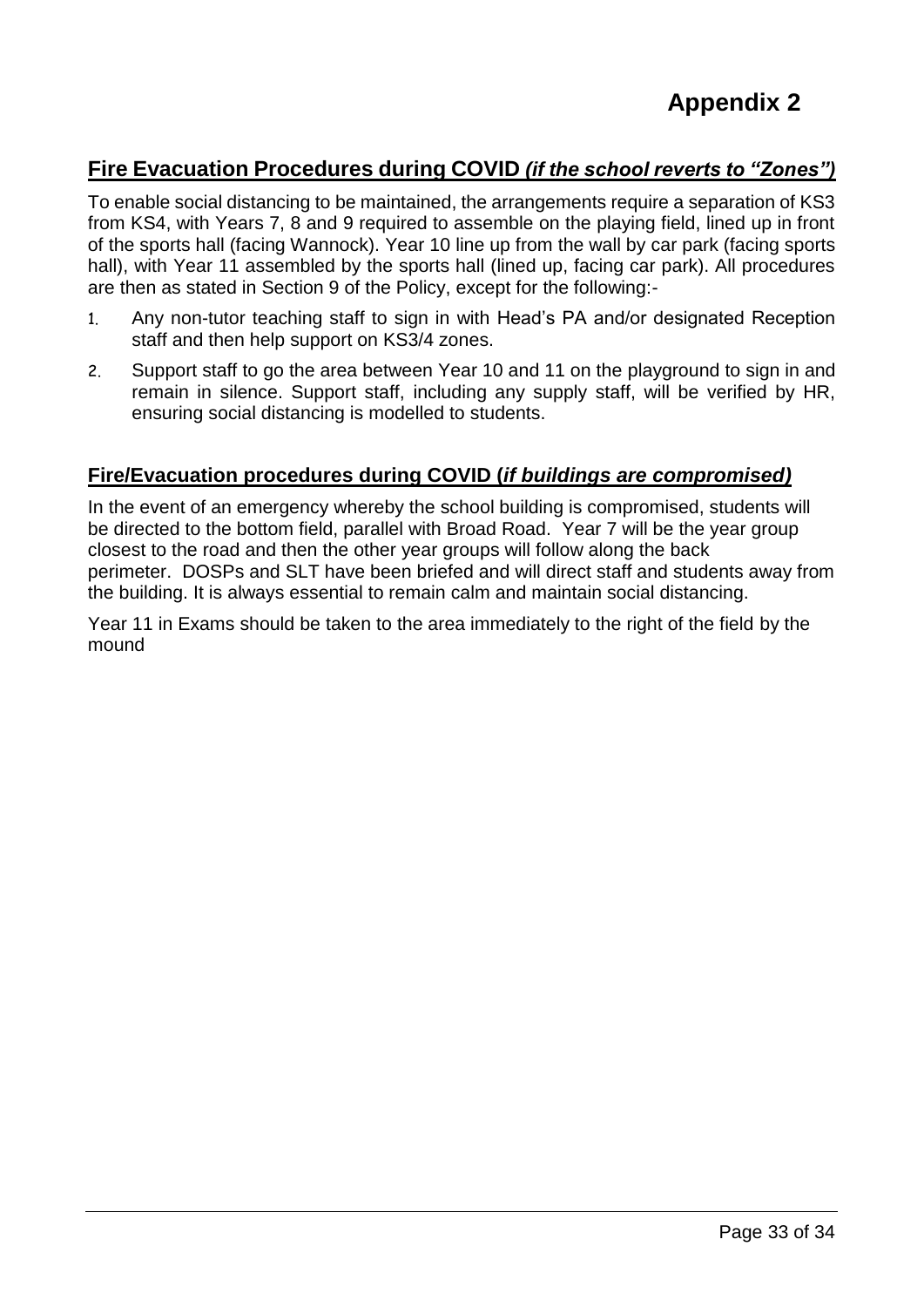# Appendix 2

## Fire Evacuation Procedures during COVID *(if the school reverts to "Zones")*

To enable social distancing to be maintained, the arrangements require a separation of KS3 from KS4, with Years 7, 8 and 9 required to assemble on the playing field, lined up in front of the sports hall (facing Wannock). Year 10 line up from the wall by car park (facing sports hall), with Year 11 assembled by the sports hall (lined up, facing car park). All procedures are then as stated in Section 9 of the Policy, except for the following:-

1. Any non-tutor teaching staff to sign in with Head's PA and/or designated Reception staff and then help support on KS3/4 zones.
2. Support staff to go the area between Year 10 and 11 on the playground to sign in and remain in silence. Support staff, including any supply staff, will be verified by HR, ensuring social distancing is modelled to students.

## Fire/Evacuation procedures during COVID (*if buildings are compromised)*

In the event of an emergency whereby the school building is compromised, students will be directed to the bottom field, parallel with Broad Road. Year 7 will be the year group closest to the road and then the other year groups will follow along the back perimeter. DOSPs and SLT have been briefed and will direct staff and students away from the building. It is always essential to remain calm and maintain social distancing.

Year 11 in Exams should be taken to the area immediately to the right of the field by the mound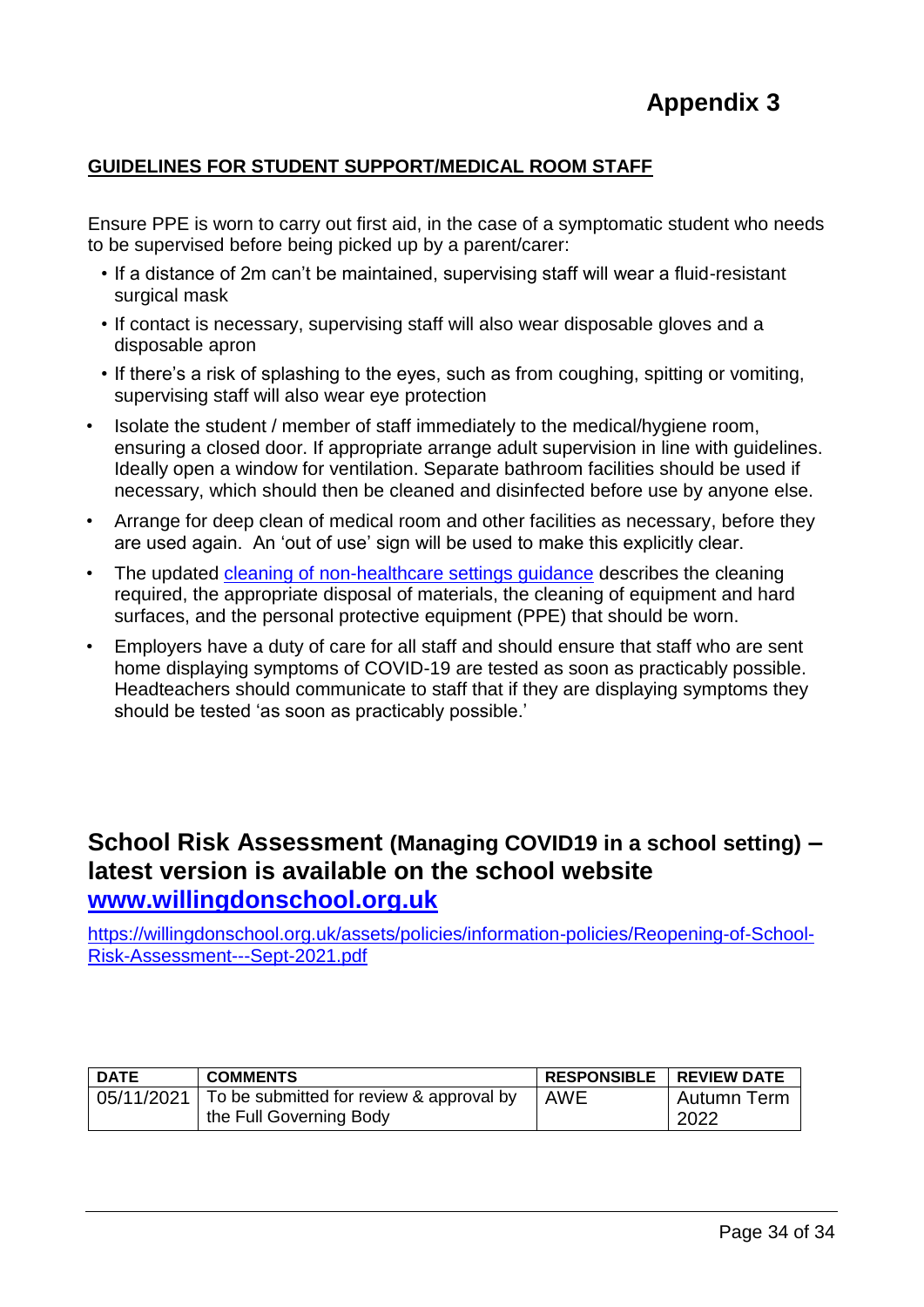# Appendix 3

**GUIDELINES FOR STUDENT SUPPORT/MEDICAL ROOM STAFF**

Ensure PPE is worn to carry out first aid, in the case of a symptomatic student who needs to be supervised before being picked up by a parent/carer:

- If a distance of 2m can't be maintained, supervising staff will wear a fluid-resistant surgical mask
- If contact is necessary, supervising staff will also wear disposable gloves and a disposable apron
- If there's a risk of splashing to the eyes, such as from coughing, spitting or vomiting, supervising staff will also wear eye protection

- Isolate the student / member of staff immediately to the medical/hygiene room, ensuring a closed door. If appropriate arrange adult supervision in line with guidelines. Ideally open a window for ventilation. Separate bathroom facilities should be used if necessary, which should then be cleaned and disinfected before use by anyone else.
- Arrange for deep clean of medical room and other facilities as necessary, before they are used again. An 'out of use' sign will be used to make this explicitly clear.
- The updated cleaning of non-healthcare settings guidance describes the cleaning required, the appropriate disposal of materials, the cleaning of equipment and hard surfaces, and the personal protective equipment (PPE) that should be worn.
- Employers have a duty of care for all staff and should ensure that staff who are sent home displaying symptoms of COVID-19 are tested as soon as practicably possible. Headteachers should communicate to staff that if they are displaying symptoms they should be tested 'as soon as practicably possible.'

## School Risk Assessment (Managing COVID19 in a school setting) – latest version is available on the school website www.willingdonschool.org.uk

https://willingdonschool.org.uk/assets/policies/information-policies/Reopening-of-School-Risk-Assessment---Sept-2021.pdf

| DATE | COMMENTS | RESPONSIBLE | REVIEW DATE |
|---|---|---|---|
| 05/11/2021 | To be submitted for review & approval by the Full Governing Body | AWE | Autumn Term 2022 |